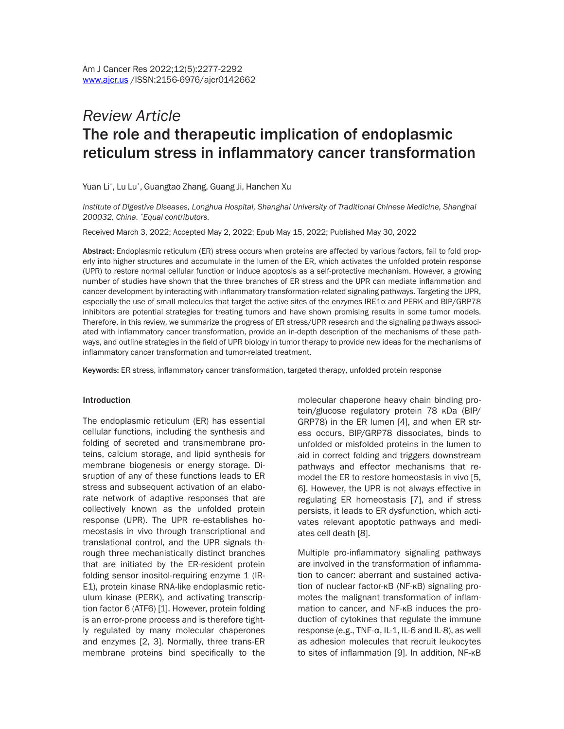*Review Article*

# The role and therapeutic implication of endoplasmic reticulum stress in inflammatory cancer transformation

Yuan Li[*], Lu Lu[*], Guangtao Zhang, Guang Ji, Hanchen Xu

*Institute of Digestive Diseases, Longhua Hospital, Shanghai University of Traditional Chinese Medicine, Shanghai 200032, China. [*]Equal contributors.*

Received March 3, 2022; Accepted May 2, 2022; Epub May 15, 2022; Published May 30, 2022

**Abstract:** Endoplasmic reticulum (ER) stress occurs when proteins are affected by various factors, fail to fold properly into higher structures and accumulate in the lumen of the ER, which activates the unfolded protein response (UPR) to restore normal cellular function or induce apoptosis as a self-protective mechanism. However, a growing number of studies have shown that the three branches of ER stress and the UPR can mediate inflammation and cancer development by interacting with inflammatory transformation-related signaling pathways. Targeting the UPR, especially the use of small molecules that target the active sites of the enzymes IRE1α and PERK and BIP/GRP78 inhibitors are potential strategies for treating tumors and have shown promising results in some tumor models. Therefore, in this review, we summarize the progress of ER stress/UPR research and the signaling pathways associated with inflammatory cancer transformation, provide an in-depth description of the mechanisms of these pathways, and outline strategies in the field of UPR biology in tumor therapy to provide new ideas for the mechanisms of inflammatory cancer transformation and tumor-related treatment.

**Keywords:** ER stress, inflammatory cancer transformation, targeted therapy, unfolded protein response

## Introduction

The endoplasmic reticulum (ER) has essential cellular functions, including the synthesis and folding of secreted and transmembrane proteins, calcium storage, and lipid synthesis for membrane biogenesis or energy storage. Disruption of any of these functions leads to ER stress and subsequent activation of an elaborate network of adaptive responses that are collectively known as the unfolded protein response (UPR). The UPR re-establishes homeostasis in vivo through transcriptional and translational control, and the UPR signals through three mechanistically distinct branches that are initiated by the ER-resident protein folding sensor inositol-requiring enzyme 1 (IRE1), protein kinase RNA-like endoplasmic reticulum kinase (PERK), and activating transcription factor 6 (ATF6) [1]. However, protein folding is an error-prone process and is therefore tightly regulated by many molecular chaperones and enzymes [2, 3]. Normally, three trans-ER membrane proteins bind specifically to the molecular chaperone heavy chain binding protein/glucose regulatory protein 78 kDa (BIP/GRP78) in the ER lumen [4], and when ER stress occurs, BIP/GRP78 dissociates, binds to unfolded or misfolded proteins in the lumen to aid in correct folding and triggers downstream pathways and effector mechanisms that remodel the ER to restore homeostasis in vivo [5, 6]. However, the UPR is not always effective in regulating ER homeostasis [7], and if stress persists, it leads to ER dysfunction, which activates relevant apoptotic pathways and mediates cell death [8].

Multiple pro-inflammatory signaling pathways are involved in the transformation of inflammation to cancer: aberrant and sustained activation of nuclear factor-κB (NF-κB) signaling promotes the malignant transformation of inflammation to cancer, and NF-κB induces the production of cytokines that regulate the immune response (e.g., TNF-α, IL-1, IL-6 and IL-8), as well as adhesion molecules that recruit leukocytes to sites of inflammation [9]. In addition, NF-κB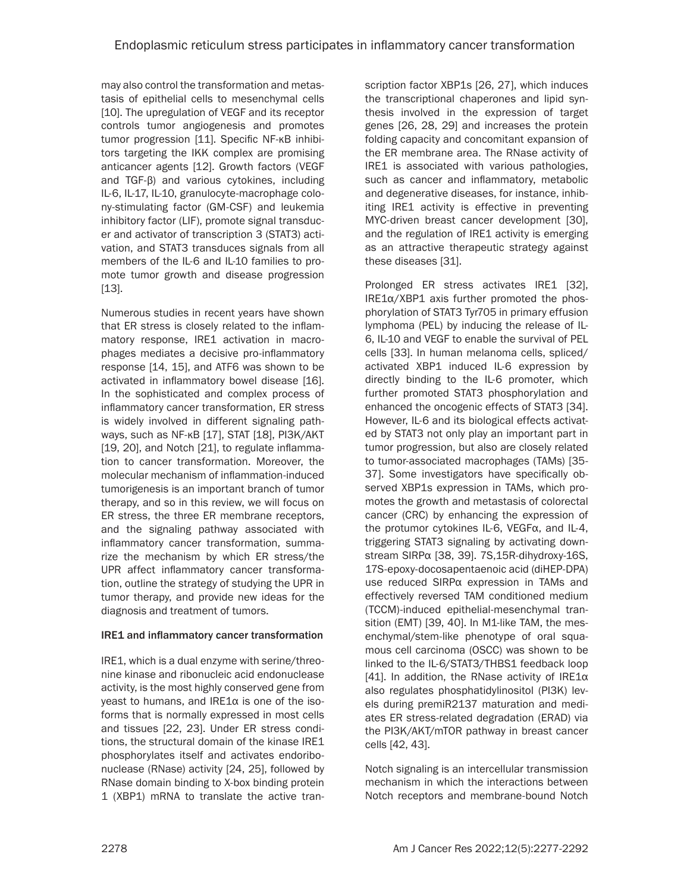may also control the transformation and metastasis of epithelial cells to mesenchymal cells [10]. The upregulation of VEGF and its receptor controls tumor angiogenesis and promotes tumor progression [11]. Specific NF-κB inhibitors targeting the IKK complex are promising anticancer agents [12]. Growth factors (VEGF and TGF-β) and various cytokines, including IL-6, IL-17, IL-10, granulocyte-macrophage colony-stimulating factor (GM-CSF) and leukemia inhibitory factor (LIF), promote signal transducer and activator of transcription 3 (STAT3) activation, and STAT3 transduces signals from all members of the IL-6 and IL-10 families to promote tumor growth and disease progression [13].

Numerous studies in recent years have shown that ER stress is closely related to the inflammatory response, IRE1 activation in macrophages mediates a decisive pro-inflammatory response [14, 15], and ATF6 was shown to be activated in inflammatory bowel disease [16]. In the sophisticated and complex process of inflammatory cancer transformation, ER stress is widely involved in different signaling pathways, such as NF-κB [17], STAT [18], PI3K/AKT [19, 20], and Notch [21], to regulate inflammation to cancer transformation. Moreover, the molecular mechanism of inflammation-induced tumorigenesis is an important branch of tumor therapy, and so in this review, we will focus on ER stress, the three ER membrane receptors, and the signaling pathway associated with inflammatory cancer transformation, summarize the mechanism by which ER stress/the UPR affect inflammatory cancer transformation, outline the strategy of studying the UPR in tumor therapy, and provide new ideas for the diagnosis and treatment of tumors.

#### IRE1 and inflammatory cancer transformation

IRE1, which is a dual enzyme with serine/threonine kinase and ribonucleic acid endonuclease activity, is the most highly conserved gene from yeast to humans, and IRE1α is one of the isoforms that is normally expressed in most cells and tissues [22, 23]. Under ER stress conditions, the structural domain of the kinase IRE1 phosphorylates itself and activates endoribonuclease (RNase) activity [24, 25], followed by RNase domain binding to X-box binding protein 1 (XBP1) mRNA to translate the active transcription factor XBP1s [26, 27], which induces the transcriptional chaperones and lipid synthesis involved in the expression of target genes [26, 28, 29] and increases the protein folding capacity and concomitant expansion of the ER membrane area. The RNase activity of IRE1 is associated with various pathologies, such as cancer and inflammatory, metabolic and degenerative diseases, for instance, inhibiting IRE1 activity is effective in preventing MYC-driven breast cancer development [30], and the regulation of IRE1 activity is emerging as an attractive therapeutic strategy against these diseases [31].

Prolonged ER stress activates IRE1 [32], IRE1α/XBP1 axis further promoted the phosphorylation of STAT3 Tyr705 in primary effusion lymphoma (PEL) by inducing the release of IL-6, IL-10 and VEGF to enable the survival of PEL cells [33]. In human melanoma cells, spliced/activated XBP1 induced IL-6 expression by directly binding to the IL-6 promoter, which further promoted STAT3 phosphorylation and enhanced the oncogenic effects of STAT3 [34]. However, IL-6 and its biological effects activated by STAT3 not only play an important part in tumor progression, but also are closely related to tumor-associated macrophages (TAMs) [35-37]. Some investigators have specifically observed XBP1s expression in TAMs, which promotes the growth and metastasis of colorectal cancer (CRC) by enhancing the expression of the protumor cytokines IL-6, VEGFα, and IL-4, triggering STAT3 signaling by activating downstream SIRPα [38, 39]. 7S,15R-dihydroxy-16S, 17S-epoxy-docosapentaenoic acid (diHEP-DPA) use reduced SIRPα expression in TAMs and effectively reversed TAM conditioned medium (TCCM)-induced epithelial-mesenchymal transition (EMT) [39, 40]. In M1-like TAM, the mesenchymal/stem-like phenotype of oral squamous cell carcinoma (OSCC) was shown to be linked to the IL-6/STAT3/THBS1 feedback loop [41]. In addition, the RNase activity of IRE1α also regulates phosphatidylinositol (PI3K) levels during premiR2137 maturation and mediates ER stress-related degradation (ERAD) via the PI3K/AKT/mTOR pathway in breast cancer cells [42, 43].

Notch signaling is an intercellular transmission mechanism in which the interactions between Notch receptors and membrane-bound Notch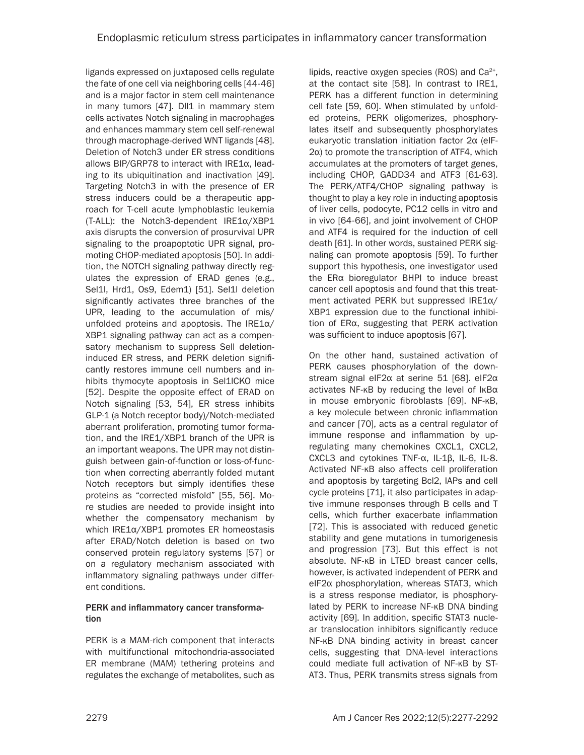ligands expressed on juxtaposed cells regulate the fate of one cell via neighboring cells [44-46] and is a major factor in stem cell maintenance in many tumors [47]. Dll1 in mammary stem cells activates Notch signaling in macrophages and enhances mammary stem cell self-renewal through macrophage-derived WNT ligands [48]. Deletion of Notch3 under ER stress conditions allows BIP/GRP78 to interact with IRE1α, leading to its ubiquitination and inactivation [49]. Targeting Notch3 in with the presence of ER stress inducers could be a therapeutic approach for T-cell acute lymphoblastic leukemia (T-ALL): the Notch3-dependent IRE1α/XBP1 axis disrupts the conversion of prosurvival UPR signaling to the proapoptotic UPR signal, promoting CHOP-mediated apoptosis [50]. In addition, the NOTCH signaling pathway directly regulates the expression of ERAD genes (e.g., Sel1l, Hrd1, Os9, Edem1) [51]. Sel1l deletion significantly activates three branches of the UPR, leading to the accumulation of mis/unfolded proteins and apoptosis. The IRE1α/XBP1 signaling pathway can act as a compensatory mechanism to suppress Sell deletion-induced ER stress, and PERK deletion significantly restores immune cell numbers and inhibits thymocyte apoptosis in Sel1lCKO mice [52]. Despite the opposite effect of ERAD on Notch signaling [53, 54], ER stress inhibits GLP-1 (a Notch receptor body)/Notch-mediated aberrant proliferation, promoting tumor formation, and the IRE1/XBP1 branch of the UPR is an important weapons. The UPR may not distinguish between gain-of-function or loss-of-function when correcting aberrantly folded mutant Notch receptors but simply identifies these proteins as "corrected misfold" [55, 56]. More studies are needed to provide insight into whether the compensatory mechanism by which IRE1α/XBP1 promotes ER homeostasis after ERAD/Notch deletion is based on two conserved protein regulatory systems [57] or on a regulatory mechanism associated with inflammatory signaling pathways under different conditions.

### PERK and inflammatory cancer transformation

PERK is a MAM-rich component that interacts with multifunctional mitochondria-associated ER membrane (MAM) tethering proteins and regulates the exchange of metabolites, such as lipids, reactive oxygen species (ROS) and $Ca^{2+}$, at the contact site [58]. In contrast to IRE1, PERK has a different function in determining cell fate [59, 60]. When stimulated by unfolded proteins, PERK oligomerizes, phosphorylates itself and subsequently phosphorylates eukaryotic translation initiation factor 2α (eIF-2α) to promote the transcription of ATF4, which accumulates at the promoters of target genes, including CHOP, GADD34 and ATF3 [61-63]. The PERK/ATF4/CHOP signaling pathway is thought to play a key role in inducting apoptosis of liver cells, podocyte, PC12 cells in vitro and in vivo [64-66], and joint involvement of CHOP and ATF4 is required for the induction of cell death [61]. In other words, sustained PERK signaling can promote apoptosis [59]. To further support this hypothesis, one investigator used the ERα bioregulator BHPI to induce breast cancer cell apoptosis and found that this treatment activated PERK but suppressed IRE1α/XBP1 expression due to the functional inhibition of ERα, suggesting that PERK activation was sufficient to induce apoptosis [67].

On the other hand, sustained activation of PERK causes phosphorylation of the downstream signal eIF2α at serine 51 [68]. eIF2α activates NF-κB by reducing the level of IκBα in mouse embryonic fibroblasts [69]. NF-κB, a key molecule between chronic inflammation and cancer [70], acts as a central regulator of immune response and inflammation by upregulating many chemokines CXCL1, CXCL2, CXCL3 and cytokines TNF-α, IL-1β, IL-6, IL-8. Activated NF-κB also affects cell proliferation and apoptosis by targeting Bcl2, IAPs and cell cycle proteins [71], it also participates in adaptive immune responses through B cells and T cells, which further exacerbate inflammation [72]. This is associated with reduced genetic stability and gene mutations in tumorigenesis and progression [73]. But this effect is not absolute. NF-κB in LTED breast cancer cells, however, is activated independent of PERK and eIF2α phosphorylation, whereas STAT3, which is a stress response mediator, is phosphorylated by PERK to increase NF-κB DNA binding activity [69]. In addition, specific STAT3 nuclear translocation inhibitors significantly reduce NF-κB DNA binding activity in breast cancer cells, suggesting that DNA-level interactions could mediate full activation of NF-κB by STAT3. Thus, PERK transmits stress signals from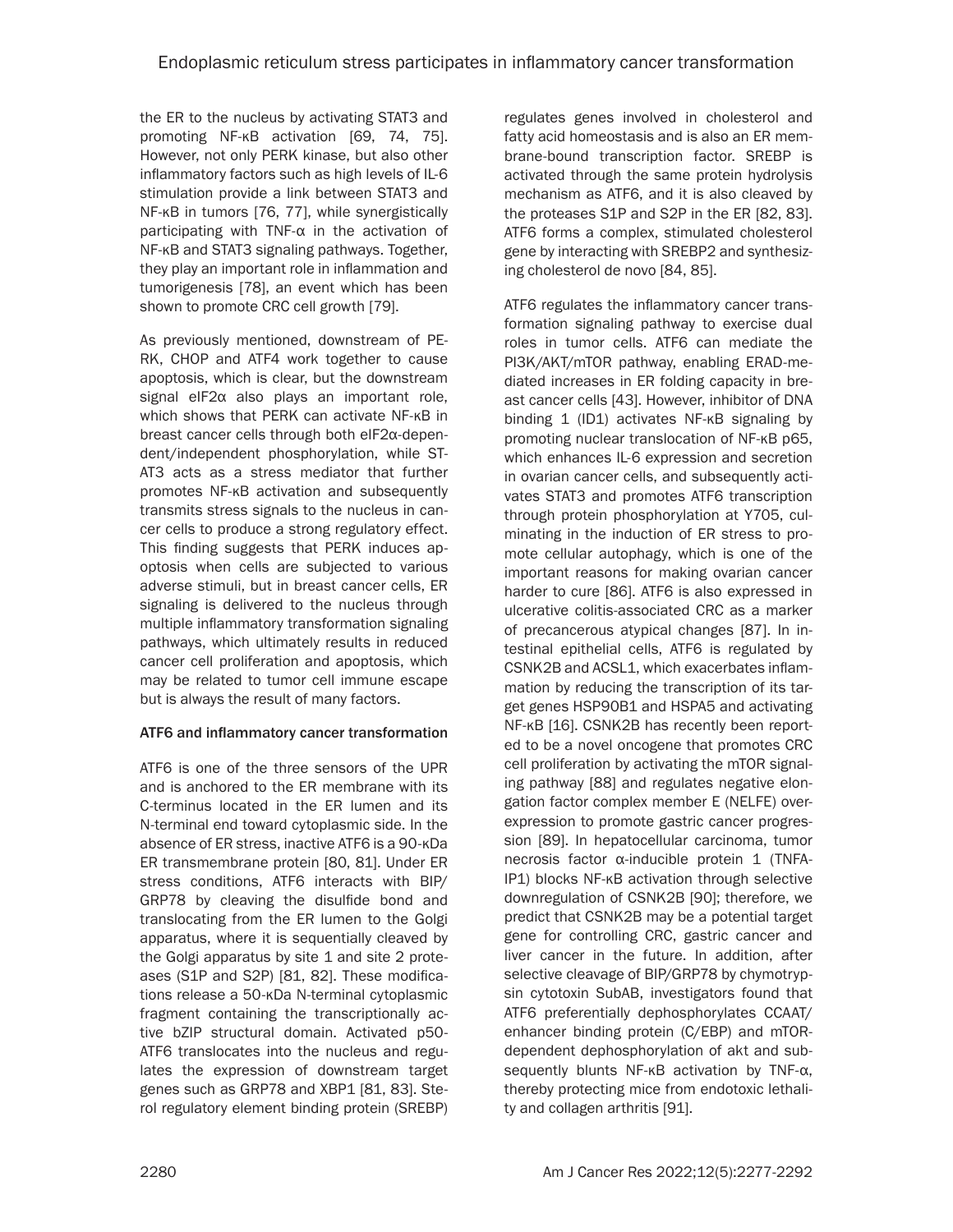the ER to the nucleus by activating STAT3 and promoting NF-κB activation [69, 74, 75]. However, not only PERK kinase, but also other inflammatory factors such as high levels of IL-6 stimulation provide a link between STAT3 and NF-κB in tumors [76, 77], while synergistically participating with TNF-α in the activation of NF-κB and STAT3 signaling pathways. Together, they play an important role in inflammation and tumorigenesis [78], an event which has been shown to promote CRC cell growth [79].

As previously mentioned, downstream of PERK, CHOP and ATF4 work together to cause apoptosis, which is clear, but the downstream signal eIF2α also plays an important role, which shows that PERK can activate NF-κB in breast cancer cells through both eIF2α-dependent/independent phosphorylation, while STAT3 acts as a stress mediator that further promotes NF-κB activation and subsequently transmits stress signals to the nucleus in cancer cells to produce a strong regulatory effect. This finding suggests that PERK induces apoptosis when cells are subjected to various adverse stimuli, but in breast cancer cells, ER signaling is delivered to the nucleus through multiple inflammatory transformation signaling pathways, which ultimately results in reduced cancer cell proliferation and apoptosis, which may be related to tumor cell immune escape but is always the result of many factors.

### ATF6 and inflammatory cancer transformation

ATF6 is one of the three sensors of the UPR and is anchored to the ER membrane with its C-terminus located in the ER lumen and its N-terminal end toward cytoplasmic side. In the absence of ER stress, inactive ATF6 is a 90-κDa ER transmembrane protein [80, 81]. Under ER stress conditions, ATF6 interacts with BIP/GRP78 by cleaving the disulfide bond and translocating from the ER lumen to the Golgi apparatus, where it is sequentially cleaved by the Golgi apparatus by site 1 and site 2 proteases (S1P and S2P) [81, 82]. These modifications release a 50-κDa N-terminal cytoplasmic fragment containing the transcriptionally active bZIP structural domain. Activated p50-ATF6 translocates into the nucleus and regulates the expression of downstream target genes such as GRP78 and XBP1 [81, 83]. Sterol regulatory element binding protein (SREBP) regulates genes involved in cholesterol and fatty acid homeostasis and is also an ER membrane-bound transcription factor. SREBP is activated through the same protein hydrolysis mechanism as ATF6, and it is also cleaved by the proteases S1P and S2P in the ER [82, 83]. ATF6 forms a complex, stimulated cholesterol gene by interacting with SREBP2 and synthesizing cholesterol de novo [84, 85].

ATF6 regulates the inflammatory cancer transformation signaling pathway to exercise dual roles in tumor cells. ATF6 can mediate the PI3K/AKT/mTOR pathway, enabling ERAD-mediated increases in ER folding capacity in breast cancer cells [43]. However, inhibitor of DNA binding 1 (ID1) activates NF-κB signaling by promoting nuclear translocation of NF-κB p65, which enhances IL-6 expression and secretion in ovarian cancer cells, and subsequently activates STAT3 and promotes ATF6 transcription through protein phosphorylation at Y705, culminating in the induction of ER stress to promote cellular autophagy, which is one of the important reasons for making ovarian cancer harder to cure [86]. ATF6 is also expressed in ulcerative colitis-associated CRC as a marker of precancerous atypical changes [87]. In intestinal epithelial cells, ATF6 is regulated by CSNK2B and ACSL1, which exacerbates inflammation by reducing the transcription of its target genes HSP90B1 and HSPA5 and activating NF-κB [16]. CSNK2B has recently been reported to be a novel oncogene that promotes CRC cell proliferation by activating the mTOR signaling pathway [88] and regulates negative elongation factor complex member E (NELFE) overexpression to promote gastric cancer progression [89]. In hepatocellular carcinoma, tumor necrosis factor α-inducible protein 1 (TNFAIP1) blocks NF-κB activation through selective downregulation of CSNK2B [90]; therefore, we predict that CSNK2B may be a potential target gene for controlling CRC, gastric cancer and liver cancer in the future. In addition, after selective cleavage of BIP/GRP78 by chymotrypsin cytotoxin SubAB, investigators found that ATF6 preferentially dephosphorylates CCAAT/enhancer binding protein (C/EBP) and mTOR-dependent dephosphorylation of akt and subsequently blunts NF-κB activation by TNF-α, thereby protecting mice from endotoxic lethality and collagen arthritis [91].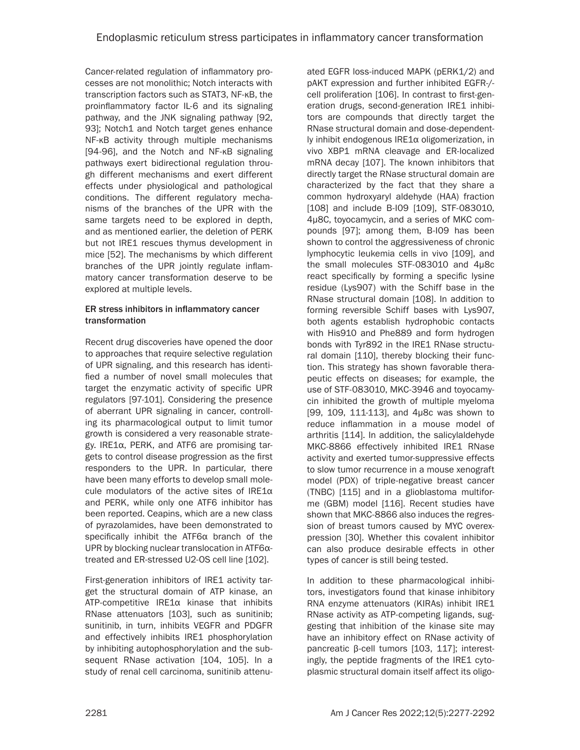Cancer-related regulation of inflammatory processes are not monolithic; Notch interacts with transcription factors such as STAT3, NF-κB, the proinflammatory factor IL-6 and its signaling pathway, and the JNK signaling pathway [92, 93]; Notch1 and Notch target genes enhance NF-κB activity through multiple mechanisms [94-96], and the Notch and NF-κB signaling pathways exert bidirectional regulation through different mechanisms and exert different effects under physiological and pathological conditions. The different regulatory mechanisms of the branches of the UPR with the same targets need to be explored in depth, and as mentioned earlier, the deletion of PERK but not IRE1 rescues thymus development in mice [52]. The mechanisms by which different branches of the UPR jointly regulate inflammatory cancer transformation deserve to be explored at multiple levels.

### ER stress inhibitors in inflammatory cancer transformation

Recent drug discoveries have opened the door to approaches that require selective regulation of UPR signaling, and this research has identified a number of novel small molecules that target the enzymatic activity of specific UPR regulators [97-101]. Considering the presence of aberrant UPR signaling in cancer, controlling its pharmacological output to limit tumor growth is considered a very reasonable strategy. IRE1α, PERK, and ATF6 are promising targets to control disease progression as the first responders to the UPR. In particular, there have been many efforts to develop small molecule modulators of the active sites of IRE1α and PERK, while only one ATF6 inhibitor has been reported. Ceapins, which are a new class of pyrazolamides, have been demonstrated to specifically inhibit the ATF6α branch of the UPR by blocking nuclear translocation in ATF6α-treated and ER-stressed U2-OS cell line [102].

First-generation inhibitors of IRE1 activity target the structural domain of ATP kinase, an ATP-competitive IRE1α kinase that inhibits RNase attenuators [103], such as sunitinib; sunitinib, in turn, inhibits VEGFR and PDGFR and effectively inhibits IRE1 phosphorylation by inhibiting autophosphorylation and the subsequent RNase activation [104, 105]. In a study of renal cell carcinoma, sunitinib attenuated EGFR loss-induced MAPK (pERK1/2) and pAKT expression and further inhibited EGFR-/- cell proliferation [106]. In contrast to first-generation drugs, second-generation IRE1 inhibitors are compounds that directly target the RNase structural domain and dose-dependently inhibit endogenous IRE1α oligomerization, in vivo XBP1 mRNA cleavage and ER-localized mRNA decay [107]. The known inhibitors that directly target the RNase structural domain are characterized by the fact that they share a common hydroxyaryl aldehyde (HAA) fraction [108] and include B-I09 [109], STF-083010, 4μ8C, toyocamycin, and a series of MKC compounds [97]; among them, B-I09 has been shown to control the aggressiveness of chronic lymphocytic leukemia cells in vivo [109], and the small molecules STF-083010 and 4μ8c react specifically by forming a specific lysine residue (Lys907) with the Schiff base in the RNase structural domain [108]. In addition to forming reversible Schiff bases with Lys907, both agents establish hydrophobic contacts with His910 and Phe889 and form hydrogen bonds with Tyr892 in the IRE1 RNase structural domain [110], thereby blocking their function. This strategy has shown favorable therapeutic effects on diseases; for example, the use of STF-083010, MKC-3946 and toyocamycin inhibited the growth of multiple myeloma [99, 109, 111-113], and 4μ8c was shown to reduce inflammation in a mouse model of arthritis [114]. In addition, the salicylaldehyde MKC-8866 effectively inhibited IRE1 RNase activity and exerted tumor-suppressive effects to slow tumor recurrence in a mouse xenograft model (PDX) of triple-negative breast cancer (TNBC) [115] and in a glioblastoma multiforme (GBM) model [116]. Recent studies have shown that MKC-8866 also induces the regression of breast tumors caused by MYC overexpression [30]. Whether this covalent inhibitor can also produce desirable effects in other types of cancer is still being tested.

In addition to these pharmacological inhibitors, investigators found that kinase inhibitory RNA enzyme attenuators (KIRAs) inhibit IRE1 RNase activity as ATP-competing ligands, suggesting that inhibition of the kinase site may have an inhibitory effect on RNase activity of pancreatic β-cell tumors [103, 117]; interestingly, the peptide fragments of the IRE1 cytoplasmic structural domain itself affect its oligo-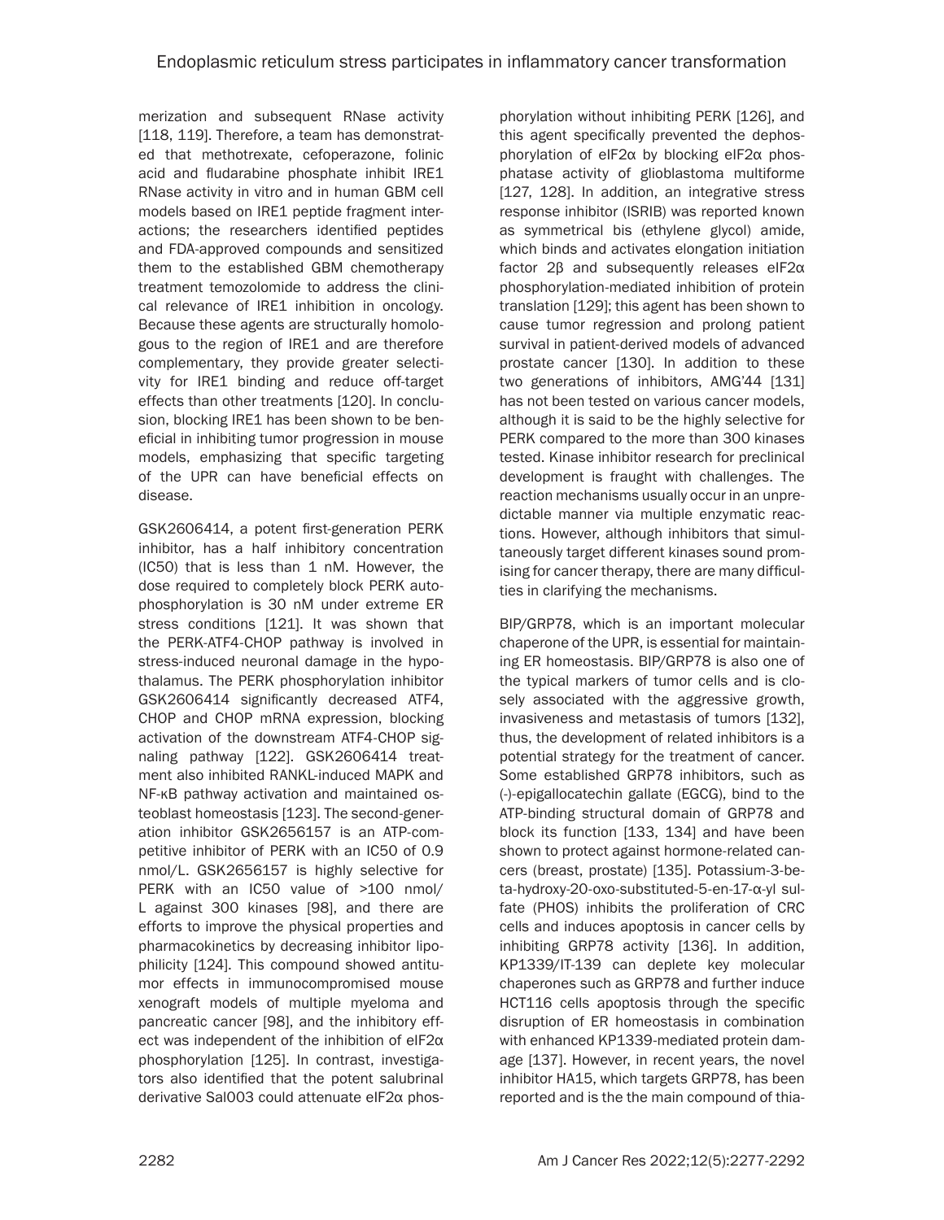merization and subsequent RNase activity [118, 119]. Therefore, a team has demonstrated that methotrexate, cefoperazone, folinic acid and fludarabine phosphate inhibit IRE1 RNase activity in vitro and in human GBM cell models based on IRE1 peptide fragment interactions; the researchers identified peptides and FDA-approved compounds and sensitized them to the established GBM chemotherapy treatment temozolomide to address the clinical relevance of IRE1 inhibition in oncology. Because these agents are structurally homologous to the region of IRE1 and are therefore complementary, they provide greater selectivity for IRE1 binding and reduce off-target effects than other treatments [120]. In conclusion, blocking IRE1 has been shown to be beneficial in inhibiting tumor progression in mouse models, emphasizing that specific targeting of the UPR can have beneficial effects on disease.

GSK2606414, a potent first-generation PERK inhibitor, has a half inhibitory concentration (IC50) that is less than 1 nM. However, the dose required to completely block PERK autophosphorylation is 30 nM under extreme ER stress conditions [121]. It was shown that the PERK-ATF4-CHOP pathway is involved in stress-induced neuronal damage in the hypothalamus. The PERK phosphorylation inhibitor GSK2606414 significantly decreased ATF4, CHOP and CHOP mRNA expression, blocking activation of the downstream ATF4-CHOP signaling pathway [122]. GSK2606414 treatment also inhibited RANKL-induced MAPK and NF-κB pathway activation and maintained osteoblast homeostasis [123]. The second-generation inhibitor GSK2656157 is an ATP-competitive inhibitor of PERK with an IC50 of 0.9 nmol/L. GSK2656157 is highly selective for PERK with an IC50 value of >100 nmol/L against 300 kinases [98], and there are efforts to improve the physical properties and pharmacokinetics by decreasing inhibitor lipophilicity [124]. This compound showed antitumor effects in immunocompromised mouse xenograft models of multiple myeloma and pancreatic cancer [98], and the inhibitory effect was independent of the inhibition of eIF2α phosphorylation [125]. In contrast, investigators also identified that the potent salubrinal derivative Sal003 could attenuate eIF2α phosphorylation without inhibiting PERK [126], and this agent specifically prevented the dephosphorylation of eIF2α by blocking eIF2α phosphatase activity of glioblastoma multiforme [127, 128]. In addition, an integrative stress response inhibitor (ISRIB) was reported known as symmetrical bis (ethylene glycol) amide, which binds and activates elongation initiation factor 2β and subsequently releases eIF2α phosphorylation-mediated inhibition of protein translation [129]; this agent has been shown to cause tumor regression and prolong patient survival in patient-derived models of advanced prostate cancer [130]. In addition to these two generations of inhibitors, AMG'44 [131] has not been tested on various cancer models, although it is said to be the highly selective for PERK compared to the more than 300 kinases tested. Kinase inhibitor research for preclinical development is fraught with challenges. The reaction mechanisms usually occur in an unpredictable manner via multiple enzymatic reactions. However, although inhibitors that simultaneously target different kinases sound promising for cancer therapy, there are many difficulties in clarifying the mechanisms.

BIP/GRP78, which is an important molecular chaperone of the UPR, is essential for maintaining ER homeostasis. BIP/GRP78 is also one of the typical markers of tumor cells and is closely associated with the aggressive growth, invasiveness and metastasis of tumors [132], thus, the development of related inhibitors is a potential strategy for the treatment of cancer. Some established GRP78 inhibitors, such as (-)-epigallocatechin gallate (EGCG), bind to the ATP-binding structural domain of GRP78 and block its function [133, 134] and have been shown to protect against hormone-related cancers (breast, prostate) [135]. Potassium-3-beta-hydroxy-20-oxo-substituted-5-en-17-α-yl sulfate (PHOS) inhibits the proliferation of CRC cells and induces apoptosis in cancer cells by inhibiting GRP78 activity [136]. In addition, KP1339/IT-139 can deplete key molecular chaperones such as GRP78 and further induce HCT116 cells apoptosis through the specific disruption of ER homeostasis in combination with enhanced KP1339-mediated protein damage [137]. However, in recent years, the novel inhibitor HA15, which targets GRP78, has been reported and is the the main compound of thia-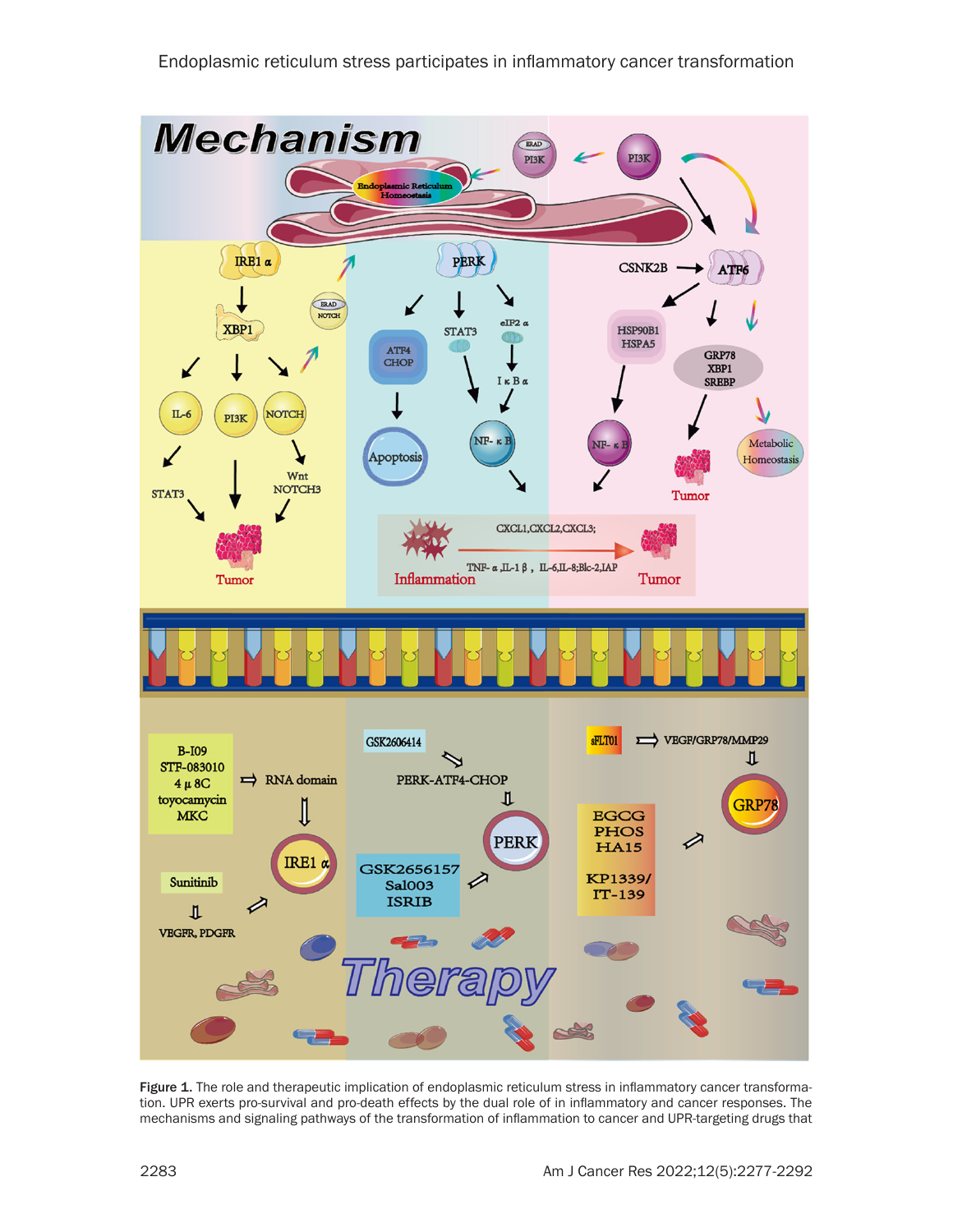Figure 1. The role and therapeutic implication of endoplasmic reticulum stress in inflammatory cancer transformation. UPR exerts pro-survival and pro-death effects by the dual role of in inflammatory and cancer responses. The mechanisms and signaling pathways of the transformation of inflammation to cancer and UPR-targeting drugs that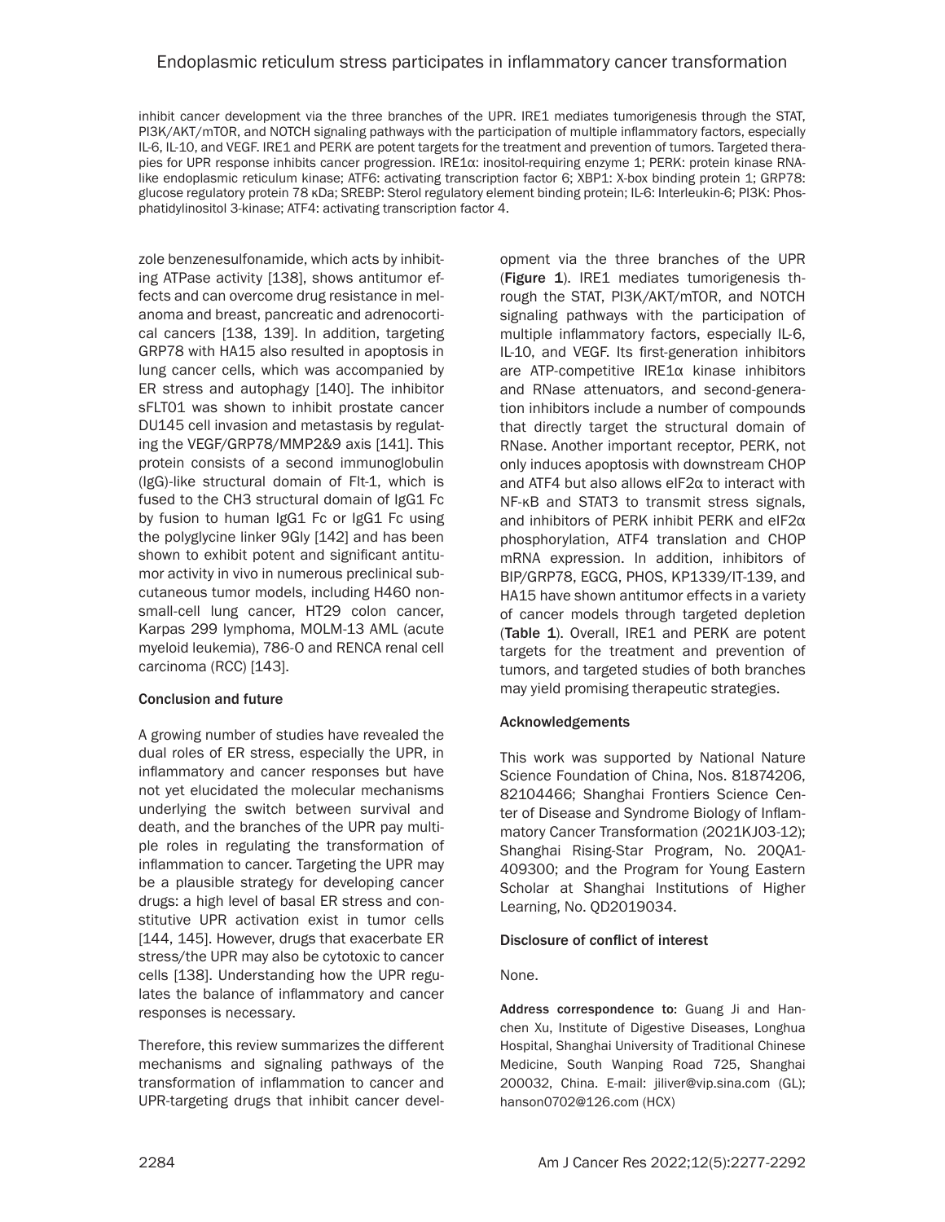inhibit cancer development via the three branches of the UPR. IRE1 mediates tumorigenesis through the STAT, PI3K/AKT/mTOR, and NOTCH signaling pathways with the participation of multiple inflammatory factors, especially IL-6, IL-10, and VEGF. IRE1 and PERK are potent targets for the treatment and prevention of tumors. Targeted therapies for UPR response inhibits cancer progression. IRE1α: inositol-requiring enzyme 1; PERK: protein kinase RNA-like endoplasmic reticulum kinase; ATF6: activating transcription factor 6; XBP1: X-box binding protein 1; GRP78: glucose regulatory protein 78 κDa; SREBP: Sterol regulatory element binding protein; IL-6: Interleukin-6; PI3K: Phosphatidylinositol 3-kinase; ATF4: activating transcription factor 4.

zole benzenesulfonamide, which acts by inhibiting ATPase activity [138], shows antitumor effects and can overcome drug resistance in melanoma and breast, pancreatic and adrenocortical cancers [138, 139]. In addition, targeting GRP78 with HA15 also resulted in apoptosis in lung cancer cells, which was accompanied by ER stress and autophagy [140]. The inhibitor sFLT01 was shown to inhibit prostate cancer DU145 cell invasion and metastasis by regulating the VEGF/GRP78/MMP2&9 axis [141]. This protein consists of a second immunoglobulin (IgG)-like structural domain of Flt-1, which is fused to the CH3 structural domain of IgG1 Fc by fusion to human IgG1 Fc or IgG1 Fc using the polyglycine linker 9Gly [142] and has been shown to exhibit potent and significant antitumor activity in vivo in numerous preclinical subcutaneous tumor models, including H460 non-small-cell lung cancer, HT29 colon cancer, Karpas 299 lymphoma, MOLM-13 AML (acute myeloid leukemia), 786-O and RENCA renal cell carcinoma (RCC) [143].

## Conclusion and future

A growing number of studies have revealed the dual roles of ER stress, especially the UPR, in inflammatory and cancer responses but have not yet elucidated the molecular mechanisms underlying the switch between survival and death, and the branches of the UPR pay multiple roles in regulating the transformation of inflammation to cancer. Targeting the UPR may be a plausible strategy for developing cancer drugs: a high level of basal ER stress and constitutive UPR activation exist in tumor cells [144, 145]. However, drugs that exacerbate ER stress/the UPR may also be cytotoxic to cancer cells [138]. Understanding how the UPR regulates the balance of inflammatory and cancer responses is necessary.

Therefore, this review summarizes the different mechanisms and signaling pathways of the transformation of inflammation to cancer and UPR-targeting drugs that inhibit cancer development via the three branches of the UPR (**Figure 1**). IRE1 mediates tumorigenesis through the STAT, PI3K/AKT/mTOR, and NOTCH signaling pathways with the participation of multiple inflammatory factors, especially IL-6, IL-10, and VEGF. Its first-generation inhibitors are ATP-competitive IRE1α kinase inhibitors and RNase attenuators, and second-generation inhibitors include a number of compounds that directly target the structural domain of RNase. Another important receptor, PERK, not only induces apoptosis with downstream CHOP and ATF4 but also allows eIF2α to interact with NF-κB and STAT3 to transmit stress signals, and inhibitors of PERK inhibit PERK and eIF2α phosphorylation, ATF4 translation and CHOP mRNA expression. In addition, inhibitors of BIP/GRP78, EGCG, PHOS, KP1339/IT-139, and HA15 have shown antitumor effects in a variety of cancer models through targeted depletion (**Table 1**). Overall, IRE1 and PERK are potent targets for the treatment and prevention of tumors, and targeted studies of both branches may yield promising therapeutic strategies.

## Acknowledgements

This work was supported by National Nature Science Foundation of China, Nos. 81874206, 82104466; Shanghai Frontiers Science Center of Disease and Syndrome Biology of Inflammatory Cancer Transformation (2021KJ03-12); Shanghai Rising-Star Program, No. 20QA1409300; and the Program for Young Eastern Scholar at Shanghai Institutions of Higher Learning, No. QD2019034.

## Disclosure of conflict of interest

None.

**Address correspondence to:** Guang Ji and Hanchen Xu, Institute of Digestive Diseases, Longhua Hospital, Shanghai University of Traditional Chinese Medicine, South Wanping Road 725, Shanghai 200032, China. E-mail: jiliver@vip.sina.com (GL); hanson0702@126.com (HCX)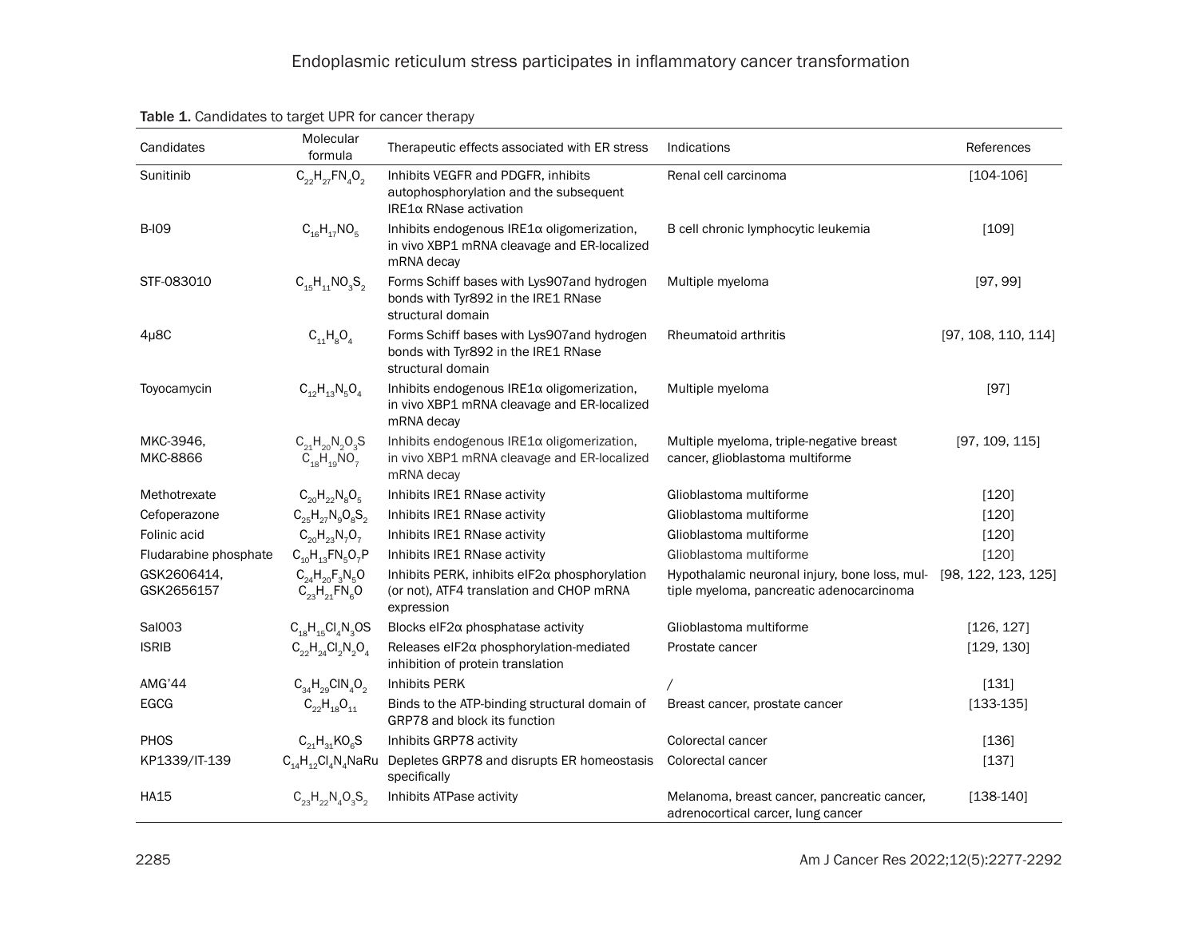Table 1. Candidates to target UPR for cancer therapy

| Candidates | Molecular formula | Therapeutic effects associated with ER stress | Indications | References |
|---|---|---|---|---|
| Sunitinib | $C_{22}H_{27}FN_4O_2$ | Inhibits VEGFR and PDGFR, inhibits autophosphorylation and the subsequent IRE1α RNase activation | Renal cell carcinoma | [104-106] |
| B-I09 | $C_{16}H_{17}NO_5$ | Inhibits endogenous IRE1α oligomerization, in vivo XBP1 mRNA cleavage and ER-localized mRNA decay | B cell chronic lymphocytic leukemia | [109] |
| STF-083010 | $C_{15}H_{11}NO_3S_2$ | Forms Schiff bases with Lys907and hydrogen bonds with Tyr892 in the IRE1 RNase structural domain | Multiple myeloma | [97, 99] |
| 4μ8C | $C_{11}H_8O_4$ | Forms Schiff bases with Lys907and hydrogen bonds with Tyr892 in the IRE1 RNase structural domain | Rheumatoid arthritis | [97, 108, 110, 114] |
| Toyocamycin | $C_{12}H_{13}N_5O_4$ | Inhibits endogenous IRE1α oligomerization, in vivo XBP1 mRNA cleavage and ER-localized mRNA decay | Multiple myeloma | [97] |
| MKC-3946, MKC-8866 | $C_{21}H_{20}N_2O_3S$ $C_{18}H_{19}NO_7$ | Inhibits endogenous IRE1α oligomerization, in vivo XBP1 mRNA cleavage and ER-localized mRNA decay | Multiple myeloma, triple-negative breast cancer, glioblastoma multiforme | [97, 109, 115] |
| Methotrexate | $C_{20}H_{22}N_8O_5$ | Inhibits IRE1 RNase activity | Glioblastoma multiforme | [120] |
| Cefoperazone | $C_{25}H_{27}N_9O_8S_2$ | Inhibits IRE1 RNase activity | Glioblastoma multiforme | [120] |
| Folinic acid | $C_{20}H_{23}N_7O_7$ | Inhibits IRE1 RNase activity | Glioblastoma multiforme | [120] |
| Fludarabine phosphate | $C_{10}H_{13}FN_5O_7P$ | Inhibits IRE1 RNase activity | Glioblastoma multiforme | [120] |
| GSK2606414, GSK2656157 | $C_{24}H_{20}F_3N_5O$ $C_{23}H_{21}FN_6O$ | Inhibits PERK, inhibits eIF2α phosphorylation (or not), ATF4 translation and CHOP mRNA expression | Hypothalamic neuronal injury, bone loss, multiple myeloma, pancreatic adenocarcinoma | [98, 122, 123, 125] |
| Sal003 | $C_{18}H_{15}Cl_4N_3OS$ | Blocks eIF2α phosphatase activity | Glioblastoma multiforme | [126, 127] |
| ISRIB | $C_{22}H_{24}Cl_2N_2O_4$ | Releases eIF2α phosphorylation-mediated inhibition of protein translation | Prostate cancer | [129, 130] |
| AMG'44 | $C_{34}H_{29}ClN_4O_2$ | Inhibits PERK | / | [131] |
| EGCG | $C_{22}H_{18}O_{11}$ | Binds to the ATP-binding structural domain of GRP78 and block its function | Breast cancer, prostate cancer | [133-135] |
| PHOS | $C_{21}H_{31}KO_6S$ | Inhibits GRP78 activity | Colorectal cancer | [136] |
| KP1339/IT-139 | $C_{14}H_{12}Cl_4N_4NaRu$ | Depletes GRP78 and disrupts ER homeostasis specifically | Colorectal cancer | [137] |
| HA15 | $C_{23}H_{22}N_4O_3S_2$ | Inhibits ATPase activity | Melanoma, breast cancer, pancreatic cancer, adrenocortical carcer, lung cancer | [138-140] |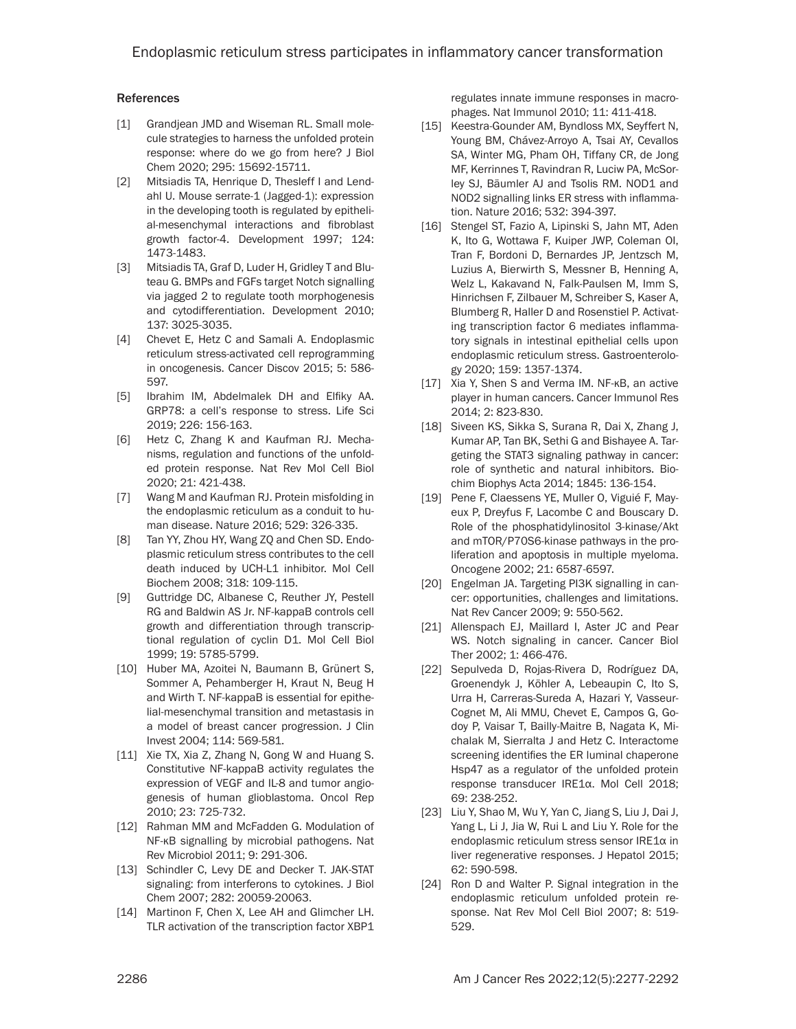## References

[1] Grandjean JMD and Wiseman RL. Small molecule strategies to harness the unfolded protein response: where do we go from here? J Biol Chem 2020; 295: 15692-15711.

[2] Mitsiadis TA, Henrique D, Thesleff I and Lendahl U. Mouse serrate-1 (Jagged-1): expression in the developing tooth is regulated by epithelial-mesenchymal interactions and fibroblast growth factor-4. Development 1997; 124: 1473-1483.

[3] Mitsiadis TA, Graf D, Luder H, Gridley T and Bluteau G. BMPs and FGFs target Notch signalling via jagged 2 to regulate tooth morphogenesis and cytodifferentiation. Development 2010; 137: 3025-3035.

[4] Chevet E, Hetz C and Samali A. Endoplasmic reticulum stress-activated cell reprogramming in oncogenesis. Cancer Discov 2015; 5: 586-597.

[5] Ibrahim IM, Abdelmalek DH and Elfiky AA. GRP78: a cell's response to stress. Life Sci 2019; 226: 156-163.

[6] Hetz C, Zhang K and Kaufman RJ. Mechanisms, regulation and functions of the unfolded protein response. Nat Rev Mol Cell Biol 2020; 21: 421-438.

[7] Wang M and Kaufman RJ. Protein misfolding in the endoplasmic reticulum as a conduit to human disease. Nature 2016; 529: 326-335.

[8] Tan YY, Zhou HY, Wang ZQ and Chen SD. Endoplasmic reticulum stress contributes to the cell death induced by UCH-L1 inhibitor. Mol Cell Biochem 2008; 318: 109-115.

[9] Guttridge DC, Albanese C, Reuther JY, Pestell RG and Baldwin AS Jr. NF-kappaB controls cell growth and differentiation through transcriptional regulation of cyclin D1. Mol Cell Biol 1999; 19: 5785-5799.

[10] Huber MA, Azoitei N, Baumann B, Grünert S, Sommer A, Pehamberger H, Kraut N, Beug H and Wirth T. NF-kappaB is essential for epithelial-mesenchymal transition and metastasis in a model of breast cancer progression. J Clin Invest 2004; 114: 569-581.

[11] Xie TX, Xia Z, Zhang N, Gong W and Huang S. Constitutive NF-kappaB activity regulates the expression of VEGF and IL-8 and tumor angiogenesis of human glioblastoma. Oncol Rep 2010; 23: 725-732.

[12] Rahman MM and McFadden G. Modulation of NF-κB signalling by microbial pathogens. Nat Rev Microbiol 2011; 9: 291-306.

[13] Schindler C, Levy DE and Decker T. JAK-STAT signaling: from interferons to cytokines. J Biol Chem 2007; 282: 20059-20063.

[14] Martinon F, Chen X, Lee AH and Glimcher LH. TLR activation of the transcription factor XBP1 regulates innate immune responses in macrophages. Nat Immunol 2010; 11: 411-418.

[15] Keestra-Gounder AM, Byndloss MX, Seyffert N, Young BM, Chávez-Arroyo A, Tsai AY, Cevallos SA, Winter MG, Pham OH, Tiffany CR, de Jong MF, Kerrinnes T, Ravindran R, Luciw PA, McSorley SJ, Bäumler AJ and Tsolis RM. NOD1 and NOD2 signalling links ER stress with inflammation. Nature 2016; 532: 394-397.

[16] Stengel ST, Fazio A, Lipinski S, Jahn MT, Aden K, Ito G, Wottawa F, Kuiper JWP, Coleman OI, Tran F, Bordoni D, Bernardes JP, Jentzsch M, Luzius A, Bierwirth S, Messner B, Henning A, Welz L, Kakavand N, Falk-Paulsen M, Imm S, Hinrichsen F, Zilbauer M, Schreiber S, Kaser A, Blumberg R, Haller D and Rosenstiel P. Activating transcription factor 6 mediates inflammatory signals in intestinal epithelial cells upon endoplasmic reticulum stress. Gastroenterology 2020; 159: 1357-1374.

[17] Xia Y, Shen S and Verma IM. NF-κB, an active player in human cancers. Cancer Immunol Res 2014; 2: 823-830.

[18] Siveen KS, Sikka S, Surana R, Dai X, Zhang J, Kumar AP, Tan BK, Sethi G and Bishayee A. Targeting the STAT3 signaling pathway in cancer: role of synthetic and natural inhibitors. Biochim Biophys Acta 2014; 1845: 136-154.

[19] Pene F, Claessens YE, Muller O, Viguié F, Mayeux P, Dreyfus F, Lacombe C and Bouscary D. Role of the phosphatidylinositol 3-kinase/Akt and mTOR/P70S6-kinase pathways in the proliferation and apoptosis in multiple myeloma. Oncogene 2002; 21: 6587-6597.

[20] Engelman JA. Targeting PI3K signalling in cancer: opportunities, challenges and limitations. Nat Rev Cancer 2009; 9: 550-562.

[21] Allenspach EJ, Maillard I, Aster JC and Pear WS. Notch signaling in cancer. Cancer Biol Ther 2002; 1: 466-476.

[22] Sepulveda D, Rojas-Rivera D, Rodríguez DA, Groenendyk J, Köhler A, Lebeaupin C, Ito S, Urra H, Carreras-Sureda A, Hazari Y, Vasseur-Cognet M, Ali MMU, Chevet E, Campos G, Godoy P, Vaisar T, Bailly-Maitre B, Nagata K, Michalak M, Sierralta J and Hetz C. Interactome screening identifies the ER luminal chaperone Hsp47 as a regulator of the unfolded protein response transducer IRE1α. Mol Cell 2018; 69: 238-252.

[23] Liu Y, Shao M, Wu Y, Yan C, Jiang S, Liu J, Dai J, Yang L, Li J, Jia W, Rui L and Liu Y. Role for the endoplasmic reticulum stress sensor IRE1α in liver regenerative responses. J Hepatol 2015; 62: 590-598.

[24] Ron D and Walter P. Signal integration in the endoplasmic reticulum unfolded protein response. Nat Rev Mol Cell Biol 2007; 8: 519-529.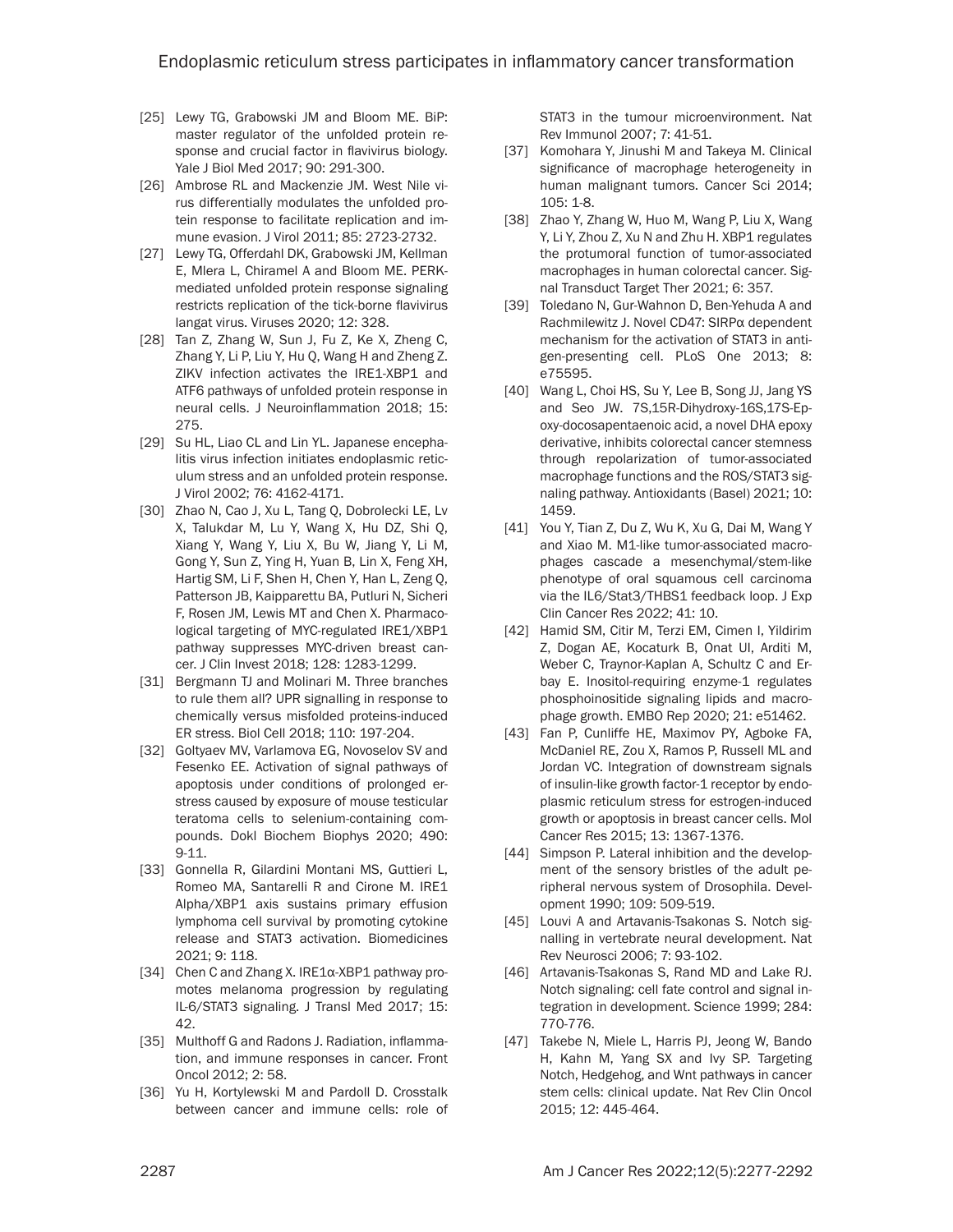[25] Lewy TG, Grabowski JM and Bloom ME. BiP: master regulator of the unfolded protein response and crucial factor in flavivirus biology. Yale J Biol Med 2017; 90: 291-300.

[26] Ambrose RL and Mackenzie JM. West Nile virus differentially modulates the unfolded protein response to facilitate replication and immune evasion. J Virol 2011; 85: 2723-2732.

[27] Lewy TG, Offerdahl DK, Grabowski JM, Kellman E, Mlera L, Chiramel A and Bloom ME. PERK-mediated unfolded protein response signaling restricts replication of the tick-borne flavivirus langat virus. Viruses 2020; 12: 328.

[28] Tan Z, Zhang W, Sun J, Fu Z, Ke X, Zheng C, Zhang Y, Li P, Liu Y, Hu Q, Wang H and Zheng Z. ZIKV infection activates the IRE1-XBP1 and ATF6 pathways of unfolded protein response in neural cells. J Neuroinflammation 2018; 15: 275.

[29] Su HL, Liao CL and Lin YL. Japanese encephalitis virus infection initiates endoplasmic reticulum stress and an unfolded protein response. J Virol 2002; 76: 4162-4171.

[30] Zhao N, Cao J, Xu L, Tang Q, Dobrolecki LE, Lv X, Talukdar M, Lu Y, Wang X, Hu DZ, Shi Q, Xiang Y, Wang Y, Liu X, Bu W, Jiang Y, Li M, Gong Y, Sun Z, Ying H, Yuan B, Lin X, Feng XH, Hartig SM, Li F, Shen H, Chen Y, Han L, Zeng Q, Patterson JB, Kaipparettu BA, Putluri N, Sicheri F, Rosen JM, Lewis MT and Chen X. Pharmacological targeting of MYC-regulated IRE1/XBP1 pathway suppresses MYC-driven breast cancer. J Clin Invest 2018; 128: 1283-1299.

[31] Bergmann TJ and Molinari M. Three branches to rule them all? UPR signalling in response to chemically versus misfolded proteins-induced ER stress. Biol Cell 2018; 110: 197-204.

[32] Goltyaev MV, Varlamova EG, Novoselov SV and Fesenko EE. Activation of signal pathways of apoptosis under conditions of prolonged er-stress caused by exposure of mouse testicular teratoma cells to selenium-containing compounds. Dokl Biochem Biophys 2020; 490: 9-11.

[33] Gonnella R, Gilardini Montani MS, Guttieri L, Romeo MA, Santarelli R and Cirone M. IRE1 Alpha/XBP1 axis sustains primary effusion lymphoma cell survival by promoting cytokine release and STAT3 activation. Biomedicines 2021; 9: 118.

[34] Chen C and Zhang X. IRE1α-XBP1 pathway promotes melanoma progression by regulating IL-6/STAT3 signaling. J Transl Med 2017; 15: 42.

[35] Multhoff G and Radons J. Radiation, inflammation, and immune responses in cancer. Front Oncol 2012; 2: 58.

[36] Yu H, Kortylewski M and Pardoll D. Crosstalk between cancer and immune cells: role of STAT3 in the tumour microenvironment. Nat Rev Immunol 2007; 7: 41-51.

[37] Komohara Y, Jinushi M and Takeya M. Clinical significance of macrophage heterogeneity in human malignant tumors. Cancer Sci 2014; 105: 1-8.

[38] Zhao Y, Zhang W, Huo M, Wang P, Liu X, Wang Y, Li Y, Zhou Z, Xu N and Zhu H. XBP1 regulates the protumoral function of tumor-associated macrophages in human colorectal cancer. Signal Transduct Target Ther 2021; 6: 357.

[39] Toledano N, Gur-Wahnon D, Ben-Yehuda A and Rachmilewitz J. Novel CD47: SIRPα dependent mechanism for the activation of STAT3 in antigen-presenting cell. PLoS One 2013; 8: e75595.

[40] Wang L, Choi HS, Su Y, Lee B, Song JJ, Jang YS and Seo JW. 7S,15R-Dihydroxy-16S,17S-Epoxy-docosapentaenoic acid, a novel DHA epoxy derivative, inhibits colorectal cancer stemness through repolarization of tumor-associated macrophage functions and the ROS/STAT3 signaling pathway. Antioxidants (Basel) 2021; 10: 1459.

[41] You Y, Tian Z, Du Z, Wu K, Xu G, Dai M, Wang Y and Xiao M. M1-like tumor-associated macrophages cascade a mesenchymal/stem-like phenotype of oral squamous cell carcinoma via the IL6/Stat3/THBS1 feedback loop. J Exp Clin Cancer Res 2022; 41: 10.

[42] Hamid SM, Citir M, Terzi EM, Cimen I, Yildirim Z, Dogan AE, Kocaturk B, Onat UI, Arditi M, Weber C, Traynor-Kaplan A, Schultz C and Erbay E. Inositol-requiring enzyme-1 regulates phosphoinositide signaling lipids and macrophage growth. EMBO Rep 2020; 21: e51462.

[43] Fan P, Cunliffe HE, Maximov PY, Agboke FA, McDaniel RE, Zou X, Ramos P, Russell ML and Jordan VC. Integration of downstream signals of insulin-like growth factor-1 receptor by endoplasmic reticulum stress for estrogen-induced growth or apoptosis in breast cancer cells. Mol Cancer Res 2015; 13: 1367-1376.

[44] Simpson P. Lateral inhibition and the development of the sensory bristles of the adult peripheral nervous system of Drosophila. Development 1990; 109: 509-519.

[45] Louvi A and Artavanis-Tsakonas S. Notch signalling in vertebrate neural development. Nat Rev Neurosci 2006; 7: 93-102.

[46] Artavanis-Tsakonas S, Rand MD and Lake RJ. Notch signaling: cell fate control and signal integration in development. Science 1999; 284: 770-776.

[47] Takebe N, Miele L, Harris PJ, Jeong W, Bando H, Kahn M, Yang SX and Ivy SP. Targeting Notch, Hedgehog, and Wnt pathways in cancer stem cells: clinical update. Nat Rev Clin Oncol 2015; 12: 445-464.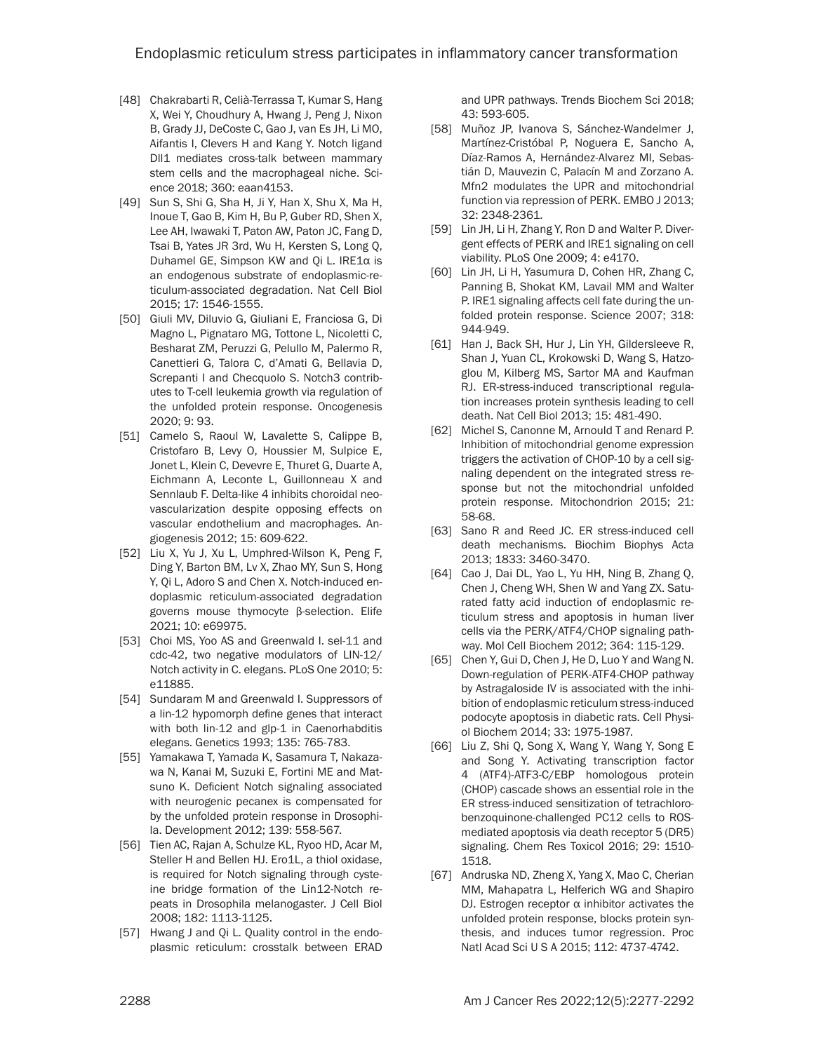[48] Chakrabarti R, Celià-Terrassa T, Kumar S, Hang X, Wei Y, Choudhury A, Hwang J, Peng J, Nixon B, Grady JJ, DeCoste C, Gao J, van Es JH, Li MO, Aifantis I, Clevers H and Kang Y. Notch ligand Dll1 mediates cross-talk between mammary stem cells and the macrophageal niche. Science 2018; 360: eaan4153.

[49] Sun S, Shi G, Sha H, Ji Y, Han X, Shu X, Ma H, Inoue T, Gao B, Kim H, Bu P, Guber RD, Shen X, Lee AH, Iwawaki T, Paton AW, Paton JC, Fang D, Tsai B, Yates JR 3rd, Wu H, Kersten S, Long Q, Duhamel GE, Simpson KW and Qi L. IRE1α is an endogenous substrate of endoplasmic-reticulum-associated degradation. Nat Cell Biol 2015; 17: 1546-1555.

[50] Giuli MV, Diluvio G, Giuliani E, Franciosa G, Di Magno L, Pignataro MG, Tottone L, Nicoletti C, Besharat ZM, Peruzzi G, Pelullo M, Palermo R, Canettieri G, Talora C, d'Amati G, Bellavia D, Screpanti I and Checquolo S. Notch3 contributes to T-cell leukemia growth via regulation of the unfolded protein response. Oncogenesis 2020; 9: 93.

[51] Camelo S, Raoul W, Lavalette S, Calippe B, Cristofaro B, Levy O, Houssier M, Sulpice E, Jonet L, Klein C, Devevre E, Thuret G, Duarte A, Eichmann A, Leconte L, Guillonneau X and Sennlaub F. Delta-like 4 inhibits choroidal neovascularization despite opposing effects on vascular endothelium and macrophages. Angiogenesis 2012; 15: 609-622.

[52] Liu X, Yu J, Xu L, Umphred-Wilson K, Peng F, Ding Y, Barton BM, Lv X, Zhao MY, Sun S, Hong Y, Qi L, Adoro S and Chen X. Notch-induced endoplasmic reticulum-associated degradation governs mouse thymocyte β-selection. Elife 2021; 10: e69975.

[53] Choi MS, Yoo AS and Greenwald I. sel-11 and cdc-42, two negative modulators of LIN-12/Notch activity in C. elegans. PLoS One 2010; 5: e11885.

[54] Sundaram M and Greenwald I. Suppressors of a lin-12 hypomorph define genes that interact with both lin-12 and glp-1 in Caenorhabditis elegans. Genetics 1993; 135: 765-783.

[55] Yamakawa T, Yamada K, Sasamura T, Nakazawa N, Kanai M, Suzuki E, Fortini ME and Matsuno K. Deficient Notch signaling associated with neurogenic pecanex is compensated for by the unfolded protein response in Drosophila. Development 2012; 139: 558-567.

[56] Tien AC, Rajan A, Schulze KL, Ryoo HD, Acar M, Steller H and Bellen HJ. Ero1L, a thiol oxidase, is required for Notch signaling through cysteine bridge formation of the Lin12-Notch repeats in Drosophila melanogaster. J Cell Biol 2008; 182: 1113-1125.

[57] Hwang J and Qi L. Quality control in the endoplasmic reticulum: crosstalk between ERAD and UPR pathways. Trends Biochem Sci 2018; 43: 593-605.

[58] Muñoz JP, Ivanova S, Sánchez-Wandelmer J, Martínez-Cristóbal P, Noguera E, Sancho A, Díaz-Ramos A, Hernández-Alvarez MI, Sebastián D, Mauvezin C, Palacín M and Zorzano A. Mfn2 modulates the UPR and mitochondrial function via repression of PERK. EMBO J 2013; 32: 2348-2361.

[59] Lin JH, Li H, Zhang Y, Ron D and Walter P. Divergent effects of PERK and IRE1 signaling on cell viability. PLoS One 2009; 4: e4170.

[60] Lin JH, Li H, Yasumura D, Cohen HR, Zhang C, Panning B, Shokat KM, Lavail MM and Walter P. IRE1 signaling affects cell fate during the unfolded protein response. Science 2007; 318: 944-949.

[61] Han J, Back SH, Hur J, Lin YH, Gildersleeve R, Shan J, Yuan CL, Krokowski D, Wang S, Hatzoglou M, Kilberg MS, Sartor MA and Kaufman RJ. ER-stress-induced transcriptional regulation increases protein synthesis leading to cell death. Nat Cell Biol 2013; 15: 481-490.

[62] Michel S, Canonne M, Arnould T and Renard P. Inhibition of mitochondrial genome expression triggers the activation of CHOP-10 by a cell signaling dependent on the integrated stress response but not the mitochondrial unfolded protein response. Mitochondrion 2015; 21: 58-68.

[63] Sano R and Reed JC. ER stress-induced cell death mechanisms. Biochim Biophys Acta 2013; 1833: 3460-3470.

[64] Cao J, Dai DL, Yao L, Yu HH, Ning B, Zhang Q, Chen J, Cheng WH, Shen W and Yang ZX. Saturated fatty acid induction of endoplasmic reticulum stress and apoptosis in human liver cells via the PERK/ATF4/CHOP signaling pathway. Mol Cell Biochem 2012; 364: 115-129.

[65] Chen Y, Gui D, Chen J, He D, Luo Y and Wang N. Down-regulation of PERK-ATF4-CHOP pathway by Astragaloside IV is associated with the inhibition of endoplasmic reticulum stress-induced podocyte apoptosis in diabetic rats. Cell Physiol Biochem 2014; 33: 1975-1987.

[66] Liu Z, Shi Q, Song X, Wang Y, Wang Y, Song E and Song Y. Activating transcription factor 4 (ATF4)-ATF3-C/EBP homologous protein (CHOP) cascade shows an essential role in the ER stress-induced sensitization of tetrachlorobenzoquinone-challenged PC12 cells to ROS-mediated apoptosis via death receptor 5 (DR5) signaling. Chem Res Toxicol 2016; 29: 1510-1518.

[67] Andruska ND, Zheng X, Yang X, Mao C, Cherian MM, Mahapatra L, Helferich WG and Shapiro DJ. Estrogen receptor α inhibitor activates the unfolded protein response, blocks protein synthesis, and induces tumor regression. Proc Natl Acad Sci U S A 2015; 112: 4737-4742.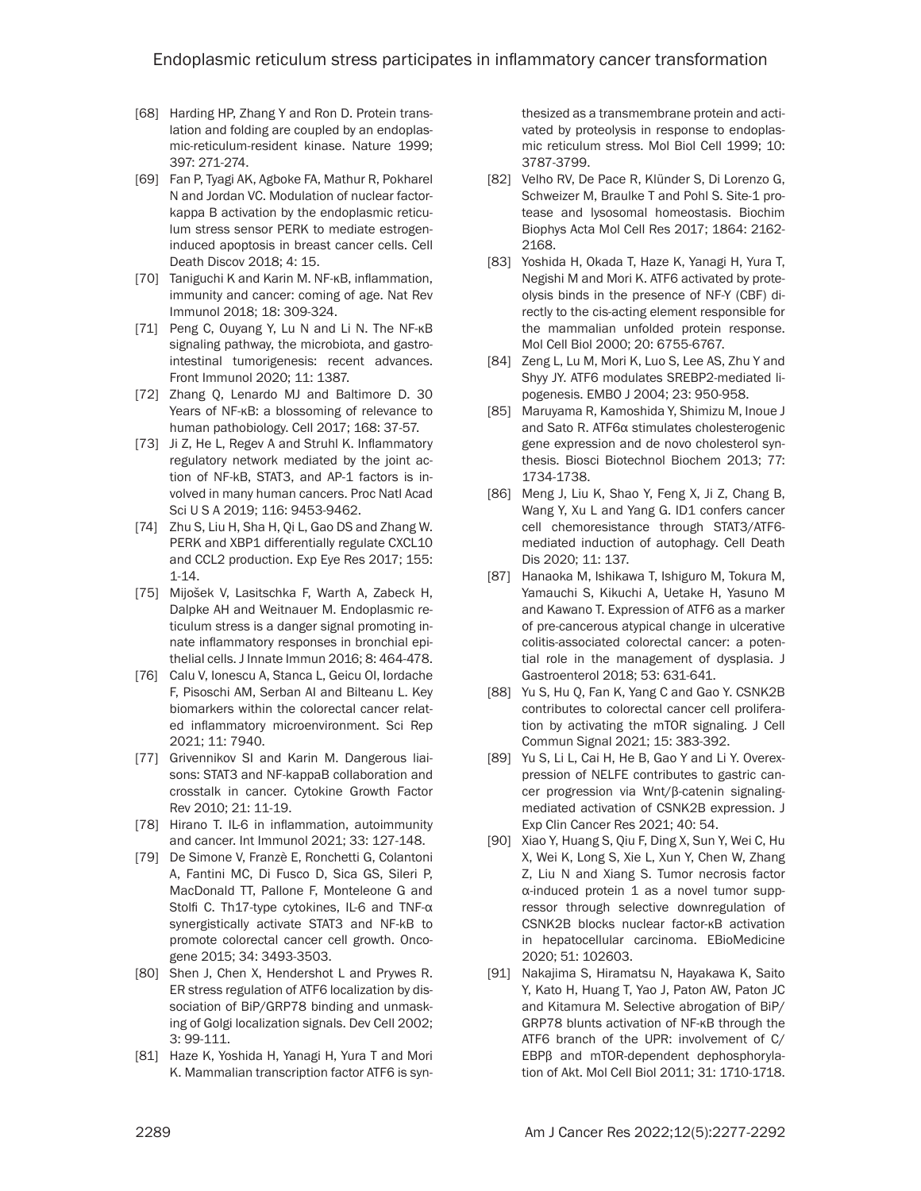[68] Harding HP, Zhang Y and Ron D. Protein translation and folding are coupled by an endoplasmic-reticulum-resident kinase. Nature 1999; 397: 271-274.

[69] Fan P, Tyagi AK, Agboke FA, Mathur R, Pokharel N and Jordan VC. Modulation of nuclear factor-kappa B activation by the endoplasmic reticulum stress sensor PERK to mediate estrogen-induced apoptosis in breast cancer cells. Cell Death Discov 2018; 4: 15.

[70] Taniguchi K and Karin M. NF-κB, inflammation, immunity and cancer: coming of age. Nat Rev Immunol 2018; 18: 309-324.

[71] Peng C, Ouyang Y, Lu N and Li N. The NF-κB signaling pathway, the microbiota, and gastrointestinal tumorigenesis: recent advances. Front Immunol 2020; 11: 1387.

[72] Zhang Q, Lenardo MJ and Baltimore D. 30 Years of NF-κB: a blossoming of relevance to human pathobiology. Cell 2017; 168: 37-57.

[73] Ji Z, He L, Regev A and Struhl K. Inflammatory regulatory network mediated by the joint action of NF-kB, STAT3, and AP-1 factors is involved in many human cancers. Proc Natl Acad Sci U S A 2019; 116: 9453-9462.

[74] Zhu S, Liu H, Sha H, Qi L, Gao DS and Zhang W. PERK and XBP1 differentially regulate CXCL10 and CCL2 production. Exp Eye Res 2017; 155: 1-14.

[75] Mijošek V, Lasitschka F, Warth A, Zabeck H, Dalpke AH and Weitnauer M. Endoplasmic reticulum stress is a danger signal promoting innate inflammatory responses in bronchial epithelial cells. J Innate Immun 2016; 8: 464-478.

[76] Calu V, Ionescu A, Stanca L, Geicu OI, Iordache F, Pisoschi AM, Serban AI and Bilteanu L. Key biomarkers within the colorectal cancer related inflammatory microenvironment. Sci Rep 2021; 11: 7940.

[77] Grivennikov SI and Karin M. Dangerous liaisons: STAT3 and NF-kappaB collaboration and crosstalk in cancer. Cytokine Growth Factor Rev 2010; 21: 11-19.

[78] Hirano T. IL-6 in inflammation, autoimmunity and cancer. Int Immunol 2021; 33: 127-148.

[79] De Simone V, Franzè E, Ronchetti G, Colantoni A, Fantini MC, Di Fusco D, Sica GS, Sileri P, MacDonald TT, Pallone F, Monteleone G and Stolfi C. Th17-type cytokines, IL-6 and TNF-α synergistically activate STAT3 and NF-kB to promote colorectal cancer cell growth. Oncogene 2015; 34: 3493-3503.

[80] Shen J, Chen X, Hendershot L and Prywes R. ER stress regulation of ATF6 localization by dissociation of BiP/GRP78 binding and unmasking of Golgi localization signals. Dev Cell 2002; 3: 99-111.

[81] Haze K, Yoshida H, Yanagi H, Yura T and Mori K. Mammalian transcription factor ATF6 is synthesized as a transmembrane protein and activated by proteolysis in response to endoplasmic reticulum stress. Mol Biol Cell 1999; 10: 3787-3799.

[82] Velho RV, De Pace R, Klünder S, Di Lorenzo G, Schweizer M, Braulke T and Pohl S. Site-1 protease and lysosomal homeostasis. Biochim Biophys Acta Mol Cell Res 2017; 1864: 2162-2168.

[83] Yoshida H, Okada T, Haze K, Yanagi H, Yura T, Negishi M and Mori K. ATF6 activated by proteolysis binds in the presence of NF-Y (CBF) directly to the cis-acting element responsible for the mammalian unfolded protein response. Mol Cell Biol 2000; 20: 6755-6767.

[84] Zeng L, Lu M, Mori K, Luo S, Lee AS, Zhu Y and Shyy JY. ATF6 modulates SREBP2-mediated lipogenesis. EMBO J 2004; 23: 950-958.

[85] Maruyama R, Kamoshida Y, Shimizu M, Inoue J and Sato R. ATF6α stimulates cholesterogenic gene expression and de novo cholesterol synthesis. Biosci Biotechnol Biochem 2013; 77: 1734-1738.

[86] Meng J, Liu K, Shao Y, Feng X, Ji Z, Chang B, Wang Y, Xu L and Yang G. ID1 confers cancer cell chemoresistance through STAT3/ATF6-mediated induction of autophagy. Cell Death Dis 2020; 11: 137.

[87] Hanaoka M, Ishikawa T, Ishiguro M, Tokura M, Yamauchi S, Kikuchi A, Uetake H, Yasuno M and Kawano T. Expression of ATF6 as a marker of pre-cancerous atypical change in ulcerative colitis-associated colorectal cancer: a potential role in the management of dysplasia. J Gastroenterol 2018; 53: 631-641.

[88] Yu S, Hu Q, Fan K, Yang C and Gao Y. CSNK2B contributes to colorectal cancer cell proliferation by activating the mTOR signaling. J Cell Commun Signal 2021; 15: 383-392.

[89] Yu S, Li L, Cai H, He B, Gao Y and Li Y. Overexpression of NELFE contributes to gastric cancer progression via Wnt/β-catenin signaling-mediated activation of CSNK2B expression. J Exp Clin Cancer Res 2021; 40: 54.

[90] Xiao Y, Huang S, Qiu F, Ding X, Sun Y, Wei C, Hu X, Wei K, Long S, Xie L, Xun Y, Chen W, Zhang Z, Liu N and Xiang S. Tumor necrosis factor α-induced protein 1 as a novel tumor suppressor through selective downregulation of CSNK2B blocks nuclear factor-κB activation in hepatocellular carcinoma. EBioMedicine 2020; 51: 102603.

[91] Nakajima S, Hiramatsu N, Hayakawa K, Saito Y, Kato H, Huang T, Yao J, Paton AW, Paton JC and Kitamura M. Selective abrogation of BiP/GRP78 blunts activation of NF-κB through the ATF6 branch of the UPR: involvement of C/EBPβ and mTOR-dependent dephosphorylation of Akt. Mol Cell Biol 2011; 31: 1710-1718.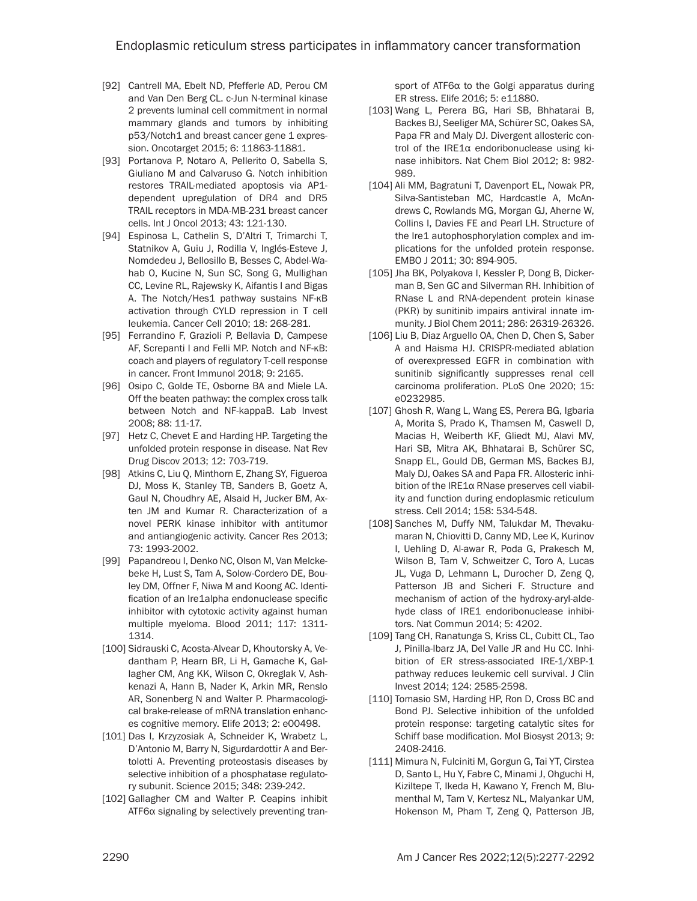[92] Cantrell MA, Ebelt ND, Pfefferle AD, Perou CM and Van Den Berg CL. c-Jun N-terminal kinase 2 prevents luminal cell commitment in normal mammary glands and tumors by inhibiting p53/Notch1 and breast cancer gene 1 expression. Oncotarget 2015; 6: 11863-11881.

[93] Portanova P, Notaro A, Pellerito O, Sabella S, Giuliano M and Calvaruso G. Notch inhibition restores TRAIL-mediated apoptosis via AP1-dependent upregulation of DR4 and DR5 TRAIL receptors in MDA-MB-231 breast cancer cells. Int J Oncol 2013; 43: 121-130.

[94] Espinosa L, Cathelin S, D'Altri T, Trimarchi T, Statnikov A, Guiu J, Rodilla V, Inglés-Esteve J, Nomdedeu J, Bellosillo B, Besses C, Abdel-Wahab O, Kucine N, Sun SC, Song G, Mullighan CC, Levine RL, Rajewsky K, Aifantis I and Bigas A. The Notch/Hes1 pathway sustains NF-κB activation through CYLD repression in T cell leukemia. Cancer Cell 2010; 18: 268-281.

[95] Ferrandino F, Grazioli P, Bellavia D, Campese AF, Screpanti I and Felli MP. Notch and NF-κB: coach and players of regulatory T-cell response in cancer. Front Immunol 2018; 9: 2165.

[96] Osipo C, Golde TE, Osborne BA and Miele LA. Off the beaten pathway: the complex cross talk between Notch and NF-kappaB. Lab Invest 2008; 88: 11-17.

[97] Hetz C, Chevet E and Harding HP. Targeting the unfolded protein response in disease. Nat Rev Drug Discov 2013; 12: 703-719.

[98] Atkins C, Liu Q, Minthorn E, Zhang SY, Figueroa DJ, Moss K, Stanley TB, Sanders B, Goetz A, Gaul N, Choudhry AE, Alsaid H, Jucker BM, Axten JM and Kumar R. Characterization of a novel PERK kinase inhibitor with antitumor and antiangiogenic activity. Cancer Res 2013; 73: 1993-2002.

[99] Papandreou I, Denko NC, Olson M, Van Melckebeke H, Lust S, Tam A, Solow-Cordero DE, Bouley DM, Offner F, Niwa M and Koong AC. Identification of an Ire1alpha endonuclease specific inhibitor with cytotoxic activity against human multiple myeloma. Blood 2011; 117: 1311-1314.

[100] Sidrauski C, Acosta-Alvear D, Khoutorsky A, Vedantham P, Hearn BR, Li H, Gamache K, Gallagher CM, Ang KK, Wilson C, Okreglak V, Ashkenazi A, Hann B, Nader K, Arkin MR, Renslo AR, Sonenberg N and Walter P. Pharmacological brake-release of mRNA translation enhances cognitive memory. Elife 2013; 2: e00498.

[101] Das I, Krzyzosiak A, Schneider K, Wrabetz L, D'Antonio M, Barry N, Sigurdardottir A and Bertolotti A. Preventing proteostasis diseases by selective inhibition of a phosphatase regulatory subunit. Science 2015; 348: 239-242.

[102] Gallagher CM and Walter P. Ceapins inhibit ATF6α signaling by selectively preventing transport of ATF6α to the Golgi apparatus during ER stress. Elife 2016; 5: e11880.

[103] Wang L, Perera BG, Hari SB, Bhhatarai B, Backes BJ, Seeliger MA, Schürer SC, Oakes SA, Papa FR and Maly DJ. Divergent allosteric control of the IRE1α endoribonuclease using kinase inhibitors. Nat Chem Biol 2012; 8: 982-989.

[104] Ali MM, Bagratuni T, Davenport EL, Nowak PR, Silva-Santisteban MC, Hardcastle A, McAndrews C, Rowlands MG, Morgan GJ, Aherne W, Collins I, Davies FE and Pearl LH. Structure of the Ire1 autophosphorylation complex and implications for the unfolded protein response. EMBO J 2011; 30: 894-905.

[105] Jha BK, Polyakova I, Kessler P, Dong B, Dickerman B, Sen GC and Silverman RH. Inhibition of RNase L and RNA-dependent protein kinase (PKR) by sunitinib impairs antiviral innate immunity. J Biol Chem 2011; 286: 26319-26326.

[106] Liu B, Diaz Arguello OA, Chen D, Chen S, Saber A and Haisma HJ. CRISPR-mediated ablation of overexpressed EGFR in combination with sunitinib significantly suppresses renal cell carcinoma proliferation. PLoS One 2020; 15: e0232985.

[107] Ghosh R, Wang L, Wang ES, Perera BG, Igbaria A, Morita S, Prado K, Thamsen M, Caswell D, Macias H, Weiberth KF, Gliedt MJ, Alavi MV, Hari SB, Mitra AK, Bhhatarai B, Schürer SC, Snapp EL, Gould DB, German MS, Backes BJ, Maly DJ, Oakes SA and Papa FR. Allosteric inhibition of the IRE1α RNase preserves cell viability and function during endoplasmic reticulum stress. Cell 2014; 158: 534-548.

[108] Sanches M, Duffy NM, Talukdar M, Thevakumaran N, Chiovitti D, Canny MD, Lee K, Kurinov I, Uehling D, Al-awar R, Poda G, Prakesch M, Wilson B, Tam V, Schweitzer C, Toro A, Lucas JL, Vuga D, Lehmann L, Durocher D, Zeng Q, Patterson JB and Sicheri F. Structure and mechanism of action of the hydroxy-aryl-aldehyde class of IRE1 endoribonuclease inhibitors. Nat Commun 2014; 5: 4202.

[109] Tang CH, Ranatunga S, Kriss CL, Cubitt CL, Tao J, Pinilla-Ibarz JA, Del Valle JR and Hu CC. Inhibition of ER stress-associated IRE-1/XBP-1 pathway reduces leukemic cell survival. J Clin Invest 2014; 124: 2585-2598.

[110] Tomasio SM, Harding HP, Ron D, Cross BC and Bond PJ. Selective inhibition of the unfolded protein response: targeting catalytic sites for Schiff base modification. Mol Biosyst 2013; 9: 2408-2416.

[111] Mimura N, Fulciniti M, Gorgun G, Tai YT, Cirstea D, Santo L, Hu Y, Fabre C, Minami J, Ohguchi H, Kiziltepe T, Ikeda H, Kawano Y, French M, Blumenthal M, Tam V, Kertesz NL, Malyankar UM, Hokenson M, Pham T, Zeng Q, Patterson JB,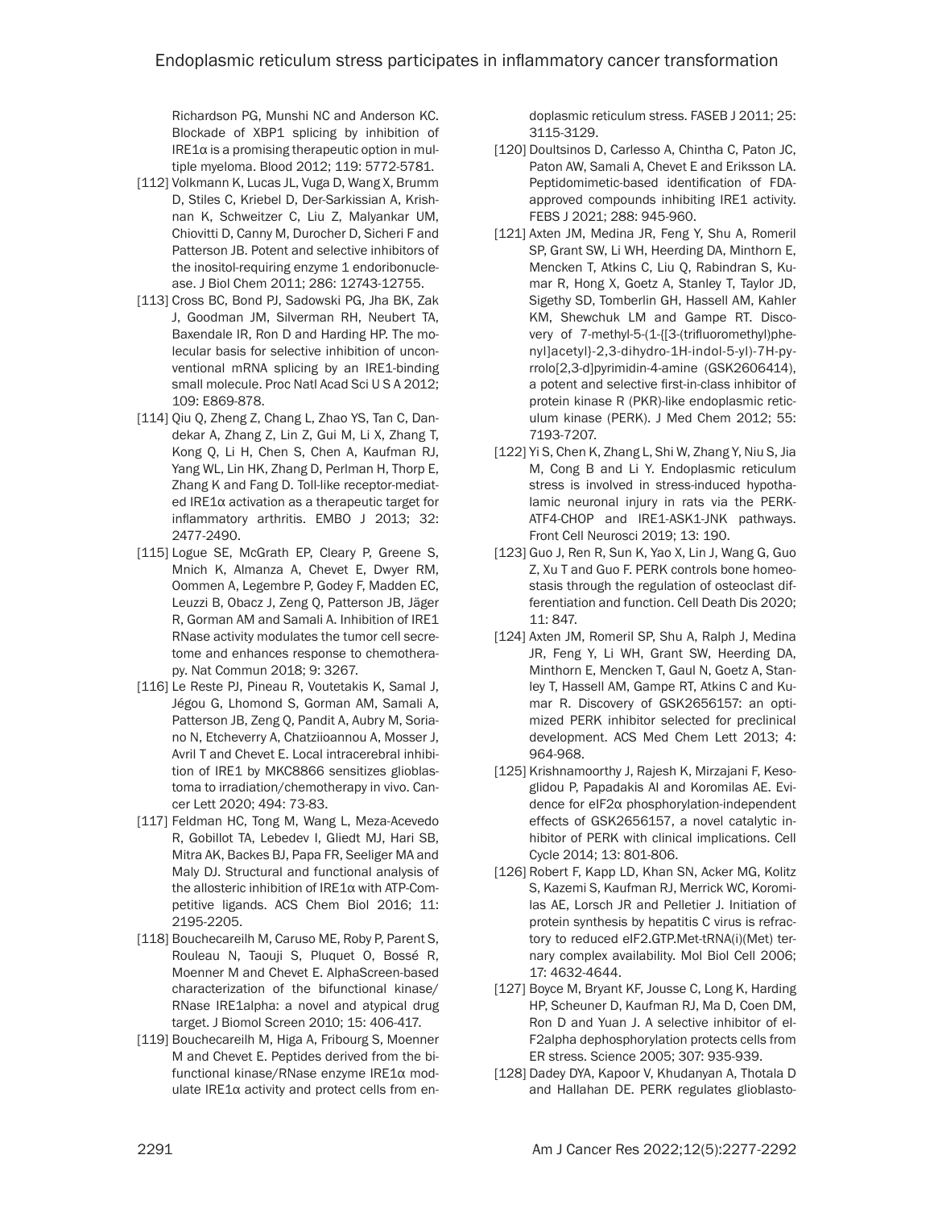Richardson PG, Munshi NC and Anderson KC. Blockade of XBP1 splicing by inhibition of IRE1α is a promising therapeutic option in multiple myeloma. Blood 2012; 119: 5772-5781.

[112] Volkmann K, Lucas JL, Vuga D, Wang X, Brumm D, Stiles C, Kriebel D, Der-Sarkissian A, Krishnan K, Schweitzer C, Liu Z, Malyankar UM, Chiovitti D, Canny M, Durocher D, Sicheri F and Patterson JB. Potent and selective inhibitors of the inositol-requiring enzyme 1 endoribonuclease. J Biol Chem 2011; 286: 12743-12755.

[113] Cross BC, Bond PJ, Sadowski PG, Jha BK, Zak J, Goodman JM, Silverman RH, Neubert TA, Baxendale IR, Ron D and Harding HP. The molecular basis for selective inhibition of unconventional mRNA splicing by an IRE1-binding small molecule. Proc Natl Acad Sci U S A 2012; 109: E869-878.

[114] Qiu Q, Zheng Z, Chang L, Zhao YS, Tan C, Dandekar A, Zhang Z, Lin Z, Gui M, Li X, Zhang T, Kong Q, Li H, Chen S, Chen A, Kaufman RJ, Yang WL, Lin HK, Zhang D, Perlman H, Thorp E, Zhang K and Fang D. Toll-like receptor-mediated IRE1α activation as a therapeutic target for inflammatory arthritis. EMBO J 2013; 32: 2477-2490.

[115] Logue SE, McGrath EP, Cleary P, Greene S, Mnich K, Almanza A, Chevet E, Dwyer RM, Oommen A, Legembre P, Godey F, Madden EC, Leuzzi B, Obacz J, Zeng Q, Patterson JB, Jäger R, Gorman AM and Samali A. Inhibition of IRE1 RNase activity modulates the tumor cell secretome and enhances response to chemotherapy. Nat Commun 2018; 9: 3267.

[116] Le Reste PJ, Pineau R, Voutetakis K, Samal J, Jégou G, Lhomond S, Gorman AM, Samali A, Patterson JB, Zeng Q, Pandit A, Aubry M, Soriano N, Etcheverry A, Chatziioannou A, Mosser J, Avril T and Chevet E. Local intracerebral inhibition of IRE1 by MKC8866 sensitizes glioblastoma to irradiation/chemotherapy in vivo. Cancer Lett 2020; 494: 73-83.

[117] Feldman HC, Tong M, Wang L, Meza-Acevedo R, Gobillot TA, Lebedev I, Gliedt MJ, Hari SB, Mitra AK, Backes BJ, Papa FR, Seeliger MA and Maly DJ. Structural and functional analysis of the allosteric inhibition of IRE1α with ATP-Competitive ligands. ACS Chem Biol 2016; 11: 2195-2205.

[118] Bouchecareilh M, Caruso ME, Roby P, Parent S, Rouleau N, Taouji S, Pluquet O, Bossé R, Moenner M and Chevet E. AlphaScreen-based characterization of the bifunctional kinase/RNase IRE1alpha: a novel and atypical drug target. J Biomol Screen 2010; 15: 406-417.

[119] Bouchecareilh M, Higa A, Fribourg S, Moenner M and Chevet E. Peptides derived from the bifunctional kinase/RNase enzyme IRE1α modulate IRE1α activity and protect cells from endoplasmic reticulum stress. FASEB J 2011; 25: 3115-3129.

[120] Doultsinos D, Carlesso A, Chintha C, Paton JC, Paton AW, Samali A, Chevet E and Eriksson LA. Peptidomimetic-based identification of FDA-approved compounds inhibiting IRE1 activity. FEBS J 2021; 288: 945-960.

[121] Axten JM, Medina JR, Feng Y, Shu A, Romeril SP, Grant SW, Li WH, Heerding DA, Minthorn E, Mencken T, Atkins C, Liu Q, Rabindran S, Kumar R, Hong X, Goetz A, Stanley T, Taylor JD, Sigethy SD, Tomberlin GH, Hassell AM, Kahler KM, Shewchuk LM and Gampe RT. Discovery of 7-methyl-5-(1-{[3-(trifluoromethyl)phenyl]acetyl}-2,3-dihydro-1H-indol-5-yl)-7H-pyrrolo[2,3-d]pyrimidin-4-amine (GSK2606414), a potent and selective first-in-class inhibitor of protein kinase R (PKR)-like endoplasmic reticulum kinase (PERK). J Med Chem 2012; 55: 7193-7207.

[122] Yi S, Chen K, Zhang L, Shi W, Zhang Y, Niu S, Jia M, Cong B and Li Y. Endoplasmic reticulum stress is involved in stress-induced hypothalamic neuronal injury in rats via the PERK-ATF4-CHOP and IRE1-ASK1-JNK pathways. Front Cell Neurosci 2019; 13: 190.

[123] Guo J, Ren R, Sun K, Yao X, Lin J, Wang G, Guo Z, Xu T and Guo F. PERK controls bone homeostasis through the regulation of osteoclast differentiation and function. Cell Death Dis 2020; 11: 847.

[124] Axten JM, Romeril SP, Shu A, Ralph J, Medina JR, Feng Y, Li WH, Grant SW, Heerding DA, Minthorn E, Mencken T, Gaul N, Goetz A, Stanley T, Hassell AM, Gampe RT, Atkins C and Kumar R. Discovery of GSK2656157: an optimized PERK inhibitor selected for preclinical development. ACS Med Chem Lett 2013; 4: 964-968.

[125] Krishnamoorthy J, Rajesh K, Mirzajani F, Kesoglidou P, Papadakis AI and Koromilas AE. Evidence for eIF2α phosphorylation-independent effects of GSK2656157, a novel catalytic inhibitor of PERK with clinical implications. Cell Cycle 2014; 13: 801-806.

[126] Robert F, Kapp LD, Khan SN, Acker MG, Kolitz S, Kazemi S, Kaufman RJ, Merrick WC, Koromilas AE, Lorsch JR and Pelletier J. Initiation of protein synthesis by hepatitis C virus is refractory to reduced eIF2.GTP.Met-tRNA(i)(Met) ternary complex availability. Mol Biol Cell 2006; 17: 4632-4644.

[127] Boyce M, Bryant KF, Jousse C, Long K, Harding HP, Scheuner D, Kaufman RJ, Ma D, Coen DM, Ron D and Yuan J. A selective inhibitor of eIF2alpha dephosphorylation protects cells from ER stress. Science 2005; 307: 935-939.

[128] Dadey DYA, Kapoor V, Khudanyan A, Thotala D and Hallahan DE. PERK regulates glioblasto-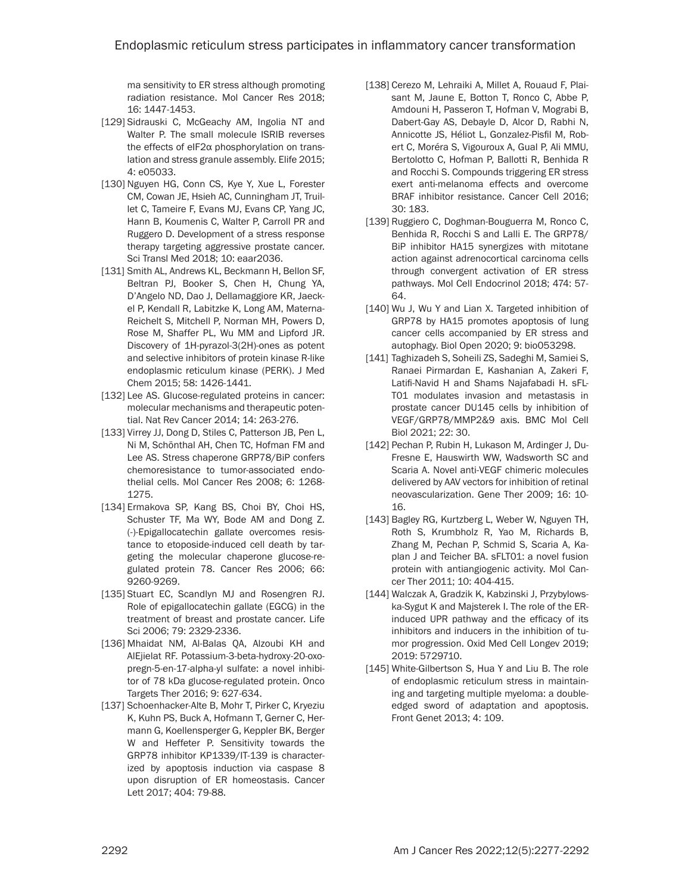ma sensitivity to ER stress although promoting radiation resistance. Mol Cancer Res 2018; 16: 1447-1453.

[129] Sidrauski C, McGeachy AM, Ingolia NT and Walter P. The small molecule ISRIB reverses the effects of eIF2α phosphorylation on translation and stress granule assembly. Elife 2015; 4: e05033.

[130] Nguyen HG, Conn CS, Kye Y, Xue L, Forester CM, Cowan JE, Hsieh AC, Cunningham JT, Truillet C, Tameire F, Evans MJ, Evans CP, Yang JC, Hann B, Koumenis C, Walter P, Carroll PR and Ruggero D. Development of a stress response therapy targeting aggressive prostate cancer. Sci Transl Med 2018; 10: eaar2036.

[131] Smith AL, Andrews KL, Beckmann H, Bellon SF, Beltran PJ, Booker S, Chen H, Chung YA, D'Angelo ND, Dao J, Dellamaggiore KR, Jaeckel P, Kendall R, Labitzke K, Long AM, Materna-Reichelt S, Mitchell P, Norman MH, Powers D, Rose M, Shaffer PL, Wu MM and Lipford JR. Discovery of 1H-pyrazol-3(2H)-ones as potent and selective inhibitors of protein kinase R-like endoplasmic reticulum kinase (PERK). J Med Chem 2015; 58: 1426-1441.

[132] Lee AS. Glucose-regulated proteins in cancer: molecular mechanisms and therapeutic potential. Nat Rev Cancer 2014; 14: 263-276.

[133] Virrey JJ, Dong D, Stiles C, Patterson JB, Pen L, Ni M, Schönthal AH, Chen TC, Hofman FM and Lee AS. Stress chaperone GRP78/BiP confers chemoresistance to tumor-associated endothelial cells. Mol Cancer Res 2008; 6: 1268-1275.

[134] Ermakova SP, Kang BS, Choi BY, Choi HS, Schuster TF, Ma WY, Bode AM and Dong Z. (-)-Epigallocatechin gallate overcomes resistance to etoposide-induced cell death by targeting the molecular chaperone glucose-regulated protein 78. Cancer Res 2006; 66: 9260-9269.

[135] Stuart EC, Scandlyn MJ and Rosengren RJ. Role of epigallocatechin gallate (EGCG) in the treatment of breast and prostate cancer. Life Sci 2006; 79: 2329-2336.

[136] Mhaidat NM, Al-Balas QA, Alzoubi KH and AlEjielat RF. Potassium-3-beta-hydroxy-20-oxopregn-5-en-17-alpha-yl sulfate: a novel inhibitor of 78 kDa glucose-regulated protein. Onco Targets Ther 2016; 9: 627-634.

[137] Schoenhacker-Alte B, Mohr T, Pirker C, Kryeziu K, Kuhn PS, Buck A, Hofmann T, Gerner C, Hermann G, Koellensperger G, Keppler BK, Berger W and Heffeter P. Sensitivity towards the GRP78 inhibitor KP1339/IT-139 is characterized by apoptosis induction via caspase 8 upon disruption of ER homeostasis. Cancer Lett 2017; 404: 79-88.

[138] Cerezo M, Lehraiki A, Millet A, Rouaud F, Plaisant M, Jaune E, Botton T, Ronco C, Abbe P, Amdouni H, Passeron T, Hofman V, Mograbi B, Dabert-Gay AS, Debayle D, Alcor D, Rabhi N, Annicotte JS, Héliot L, Gonzalez-Pisfil M, Robert C, Moréra S, Vigouroux A, Gual P, Ali MMU, Bertolotto C, Hofman P, Ballotti R, Benhida R and Rocchi S. Compounds triggering ER stress exert anti-melanoma effects and overcome BRAF inhibitor resistance. Cancer Cell 2016; 30: 183.

[139] Ruggiero C, Doghman-Bouguerra M, Ronco C, Benhida R, Rocchi S and Lalli E. The GRP78/BiP inhibitor HA15 synergizes with mitotane action against adrenocortical carcinoma cells through convergent activation of ER stress pathways. Mol Cell Endocrinol 2018; 474: 57-64.

[140] Wu J, Wu Y and Lian X. Targeted inhibition of GRP78 by HA15 promotes apoptosis of lung cancer cells accompanied by ER stress and autophagy. Biol Open 2020; 9: bio053298.

[141] Taghizadeh S, Soheili ZS, Sadeghi M, Samiei S, Ranaei Pirmardan E, Kashanian A, Zakeri F, Latifi-Navid H and Shams Najafabadi H. sFLT01 modulates invasion and metastasis in prostate cancer DU145 cells by inhibition of VEGF/GRP78/MMP2&9 axis. BMC Mol Cell Biol 2021; 22: 30.

[142] Pechan P, Rubin H, Lukason M, Ardinger J, DuFresne E, Hauswirth WW, Wadsworth SC and Scaria A. Novel anti-VEGF chimeric molecules delivered by AAV vectors for inhibition of retinal neovascularization. Gene Ther 2009; 16: 10-16.

[143] Bagley RG, Kurtzberg L, Weber W, Nguyen TH, Roth S, Krumbholz R, Yao M, Richards B, Zhang M, Pechan P, Schmid S, Scaria A, Kaplan J and Teicher BA. sFLT01: a novel fusion protein with antiangiogenic activity. Mol Cancer Ther 2011; 10: 404-415.

[144] Walczak A, Gradzik K, Kabzinski J, Przybylowska-Sygut K and Majsterek I. The role of the ER-induced UPR pathway and the efficacy of its inhibitors and inducers in the inhibition of tumor progression. Oxid Med Cell Longev 2019; 2019: 5729710.

[145] White-Gilbertson S, Hua Y and Liu B. The role of endoplasmic reticulum stress in maintaining and targeting multiple myeloma: a double-edged sword of adaptation and apoptosis. Front Genet 2013; 4: 109.